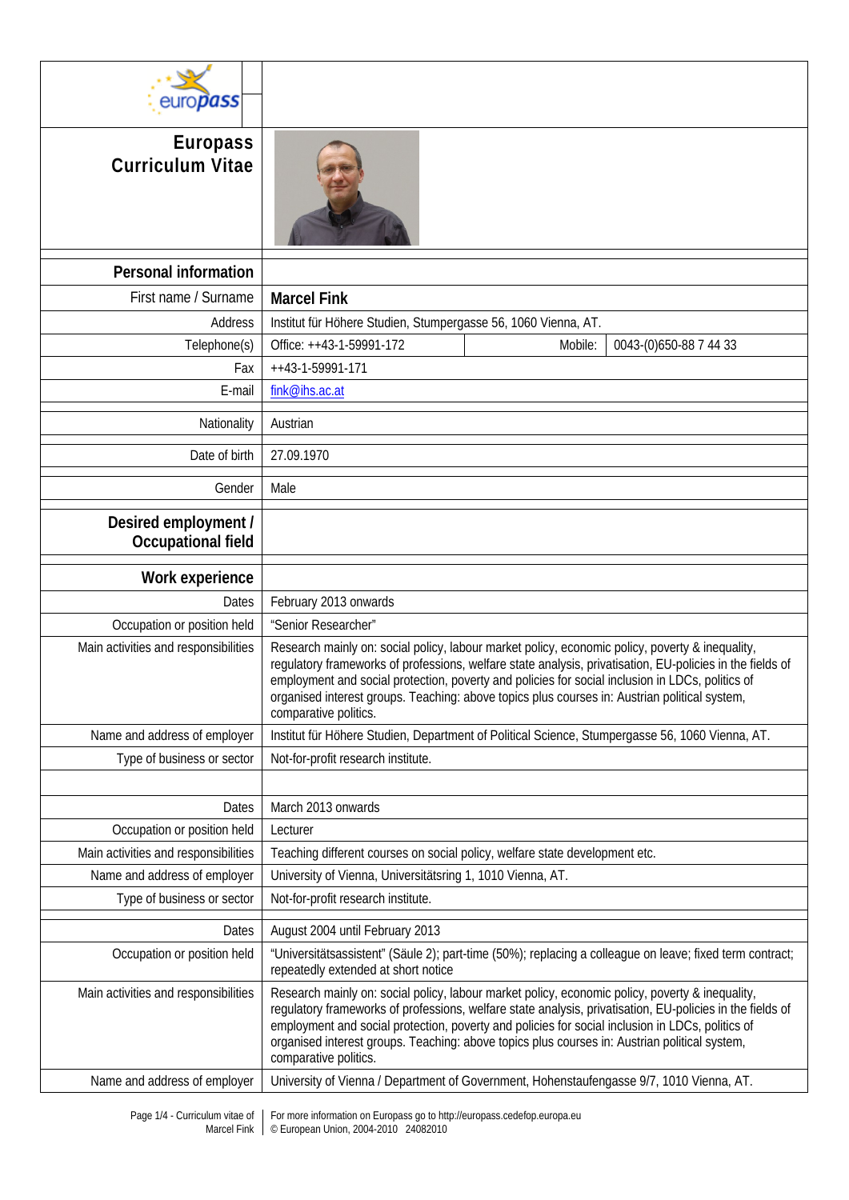# Europass Curriculum Vitae

## Personal information

| | |
|---|---|
| First name / Surname | **Marcel Fink** |
| Address | Institut für Höhere Studien, Stumpergasse 56, 1060 Vienna, AT. |
| Telephone(s) | Office: ++43-1-59991-172 — Mobile: 0043-(0)650-88 7 44 33 |
| Fax | ++43-1-59991-171 |
| E-mail | fink@ihs.ac.at |
| Nationality | Austrian |
| Date of birth | 27.09.1970 |
| Gender | Male |

## Desired employment / Occupational field

## Work experience

| | |
|---|---|
| Dates | February 2013 onwards |
| Occupation or position held | "Senior Researcher" |
| Main activities and responsibilities | Research mainly on: social policy, labour market policy, economic policy, poverty & inequality, regulatory frameworks of professions, welfare state analysis, privatisation, EU-policies in the fields of employment and social protection, poverty and policies for social inclusion in LDCs, politics of organised interest groups. Teaching: above topics plus courses in: Austrian political system, comparative politics. |
| Name and address of employer | Institut für Höhere Studien, Department of Political Science, Stumpergasse 56, 1060 Vienna, AT. |
| Type of business or sector | Not-for-profit research institute. |

| | |
|---|---|
| Dates | March 2013 onwards |
| Occupation or position held | Lecturer |
| Main activities and responsibilities | Teaching different courses on social policy, welfare state development etc. |
| Name and address of employer | University of Vienna, Universitätsring 1, 1010 Vienna, AT. |
| Type of business or sector | Not-for-profit research institute. |

| | |
|---|---|
| Dates | August 2004 until February 2013 |
| Occupation or position held | "Universitätsassistent" (Säule 2); part-time (50%); replacing a colleague on leave; fixed term contract; repeatedly extended at short notice |
| Main activities and responsibilities | Research mainly on: social policy, labour market policy, economic policy, poverty & inequality, regulatory frameworks of professions, welfare state analysis, privatisation, EU-policies in the fields of employment and social protection, poverty and policies for social inclusion in LDCs, politics of organised interest groups. Teaching: above topics plus courses in: Austrian political system, comparative politics. |
| Name and address of employer | University of Vienna / Department of Government, Hohenstaufengasse 9/7, 1010 Vienna, AT. |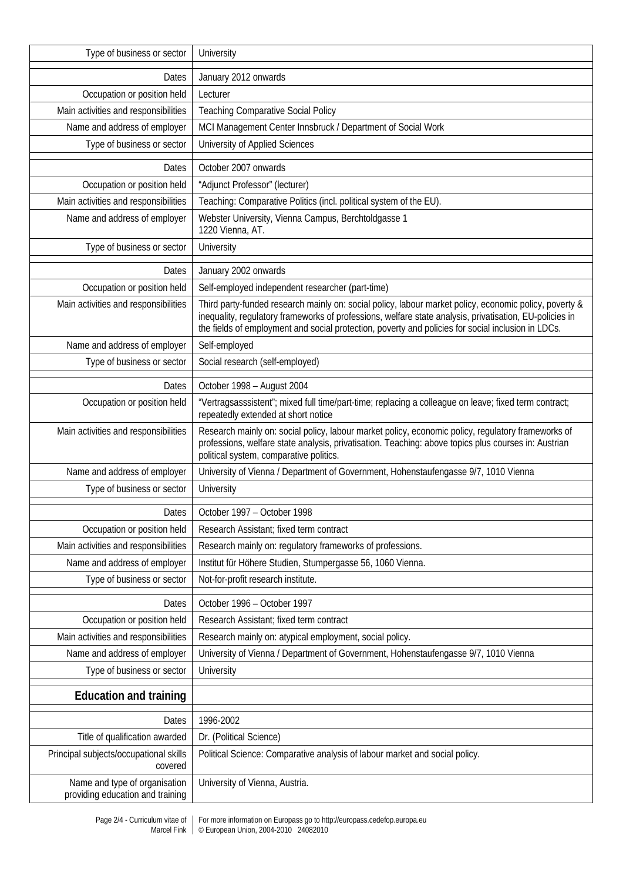| | |
|---|---|
| Type of business or sector | University |
| Dates | January 2012 onwards |
| Occupation or position held | Lecturer |
| Main activities and responsibilities | Teaching Comparative Social Policy |
| Name and address of employer | MCI Management Center Innsbruck / Department of Social Work |
| Type of business or sector | University of Applied Sciences |
| Dates | October 2007 onwards |
| Occupation or position held | "Adjunct Professor" (lecturer) |
| Main activities and responsibilities | Teaching: Comparative Politics (incl. political system of the EU). |
| Name and address of employer | Webster University, Vienna Campus, Berchtoldgasse 1 1220 Vienna, AT. |
| Type of business or sector | University |
| Dates | January 2002 onwards |
| Occupation or position held | Self-employed independent researcher (part-time) |
| Main activities and responsibilities | Third party-funded research mainly on: social policy, labour market policy, economic policy, poverty & inequality, regulatory frameworks of professions, welfare state analysis, privatisation, EU-policies in the fields of employment and social protection, poverty and policies for social inclusion in LDCs. |
| Name and address of employer | Self-employed |
| Type of business or sector | Social research (self-employed) |
| Dates | October 1998 – August 2004 |
| Occupation or position held | "Vertragsasssistent"; mixed full time/part-time; replacing a colleague on leave; fixed term contract; repeatedly extended at short notice |
| Main activities and responsibilities | Research mainly on: social policy, labour market policy, economic policy, regulatory frameworks of professions, welfare state analysis, privatisation. Teaching: above topics plus courses in: Austrian political system, comparative politics. |
| Name and address of employer | University of Vienna / Department of Government, Hohenstaufengasse 9/7, 1010 Vienna |
| Type of business or sector | University |
| Dates | October 1997 – October 1998 |
| Occupation or position held | Research Assistant; fixed term contract |
| Main activities and responsibilities | Research mainly on: regulatory frameworks of professions. |
| Name and address of employer | Institut für Höhere Studien, Stumpergasse 56, 1060 Vienna. |
| Type of business or sector | Not-for-profit research institute. |
| Dates | October 1996 – October 1997 |
| Occupation or position held | Research Assistant; fixed term contract |
| Main activities and responsibilities | Research mainly on: atypical employment, social policy. |
| Name and address of employer | University of Vienna / Department of Government, Hohenstaufengasse 9/7, 1010 Vienna |
| Type of business or sector | University |

## Education and training

| | |
|---|---|
| Dates | 1996-2002 |
| Title of qualification awarded | Dr. (Political Science) |
| Principal subjects/occupational skills covered | Political Science: Comparative analysis of labour market and social policy. |
| Name and type of organisation providing education and training | University of Vienna, Austria. |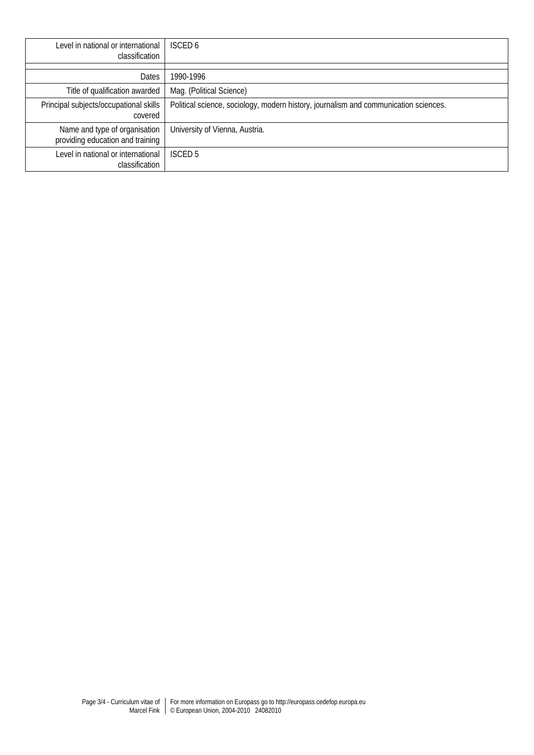| | |
|---|---|
| Level in national or international classification | ISCED 6 |
| | |
| Dates | 1990-1996 |
| Title of qualification awarded | Mag. (Political Science) |
| Principal subjects/occupational skills covered | Political science, sociology, modern history, journalism and communication sciences. |
| Name and type of organisation providing education and training | University of Vienna, Austria. |
| Level in national or international classification | ISCED 5 |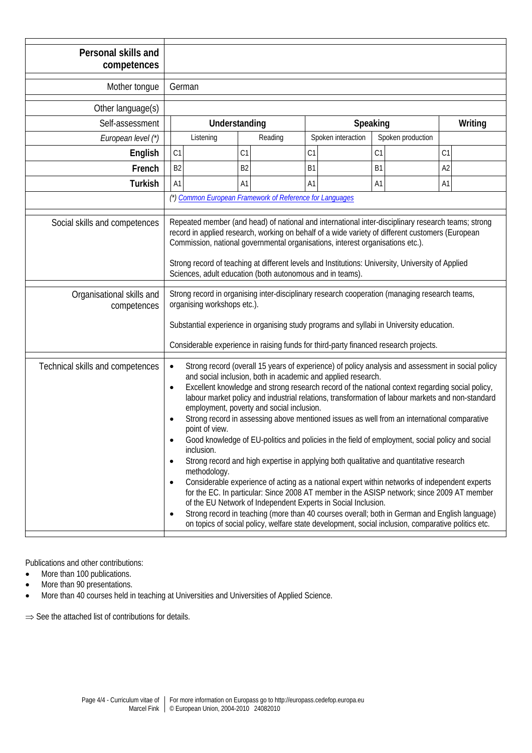## Personal skills and competences

**Mother tongue:** German

**Other language(s)**

| Self-assessment | Understanding | | Speaking | | Writing |
|---|---|---|---|---|---|
| *European level (*)* | Listening | Reading | Spoken interaction | Spoken production | |
| **English** | C1 | C1 | C1 | C1 | C1 |
| **French** | B2 | B2 | B1 | B1 | A2 |
| **Turkish** | A1 | A1 | A1 | A1 | A1 |

*(*) Common European Framework of Reference for Languages*

**Social skills and competences**

Repeated member (and head) of national and international inter-disciplinary research teams; strong record in applied research, working on behalf of a wide variety of different customers (European Commission, national governmental organisations, interest organisations etc.).

Strong record of teaching at different levels and Institutions: University, University of Applied Sciences, adult education (both autonomous and in teams).

**Organisational skills and competences**

Strong record in organising inter-disciplinary research cooperation (managing research teams, organising workshops etc.).

Substantial experience in organising study programs and syllabi in University education.

Considerable experience in raising funds for third-party financed research projects.

**Technical skills and competences**

- Strong record (overall 15 years of experience) of policy analysis and assessment in social policy and social inclusion, both in academic and applied research.
- Excellent knowledge and strong research record of the national context regarding social policy, labour market policy and industrial relations, transformation of labour markets and non-standard employment, poverty and social inclusion.
- Strong record in assessing above mentioned issues as well from an international comparative point of view.
- Good knowledge of EU-politics and policies in the field of employment, social policy and social inclusion.
- Strong record and high expertise in applying both qualitative and quantitative research methodology.
- Considerable experience of acting as a national expert within networks of independent experts for the EC. In particular: Since 2008 AT member in the ASISP network; since 2009 AT member of the EU Network of Independent Experts in Social Inclusion.
- Strong record in teaching (more than 40 courses overall; both in German and English language) on topics of social policy, welfare state development, social inclusion, comparative politics etc.

Publications and other contributions:

- More than 100 publications.
- More than 90 presentations.
- More than 40 courses held in teaching at Universities and Universities of Applied Science.

⇒ See the attached list of contributions for details.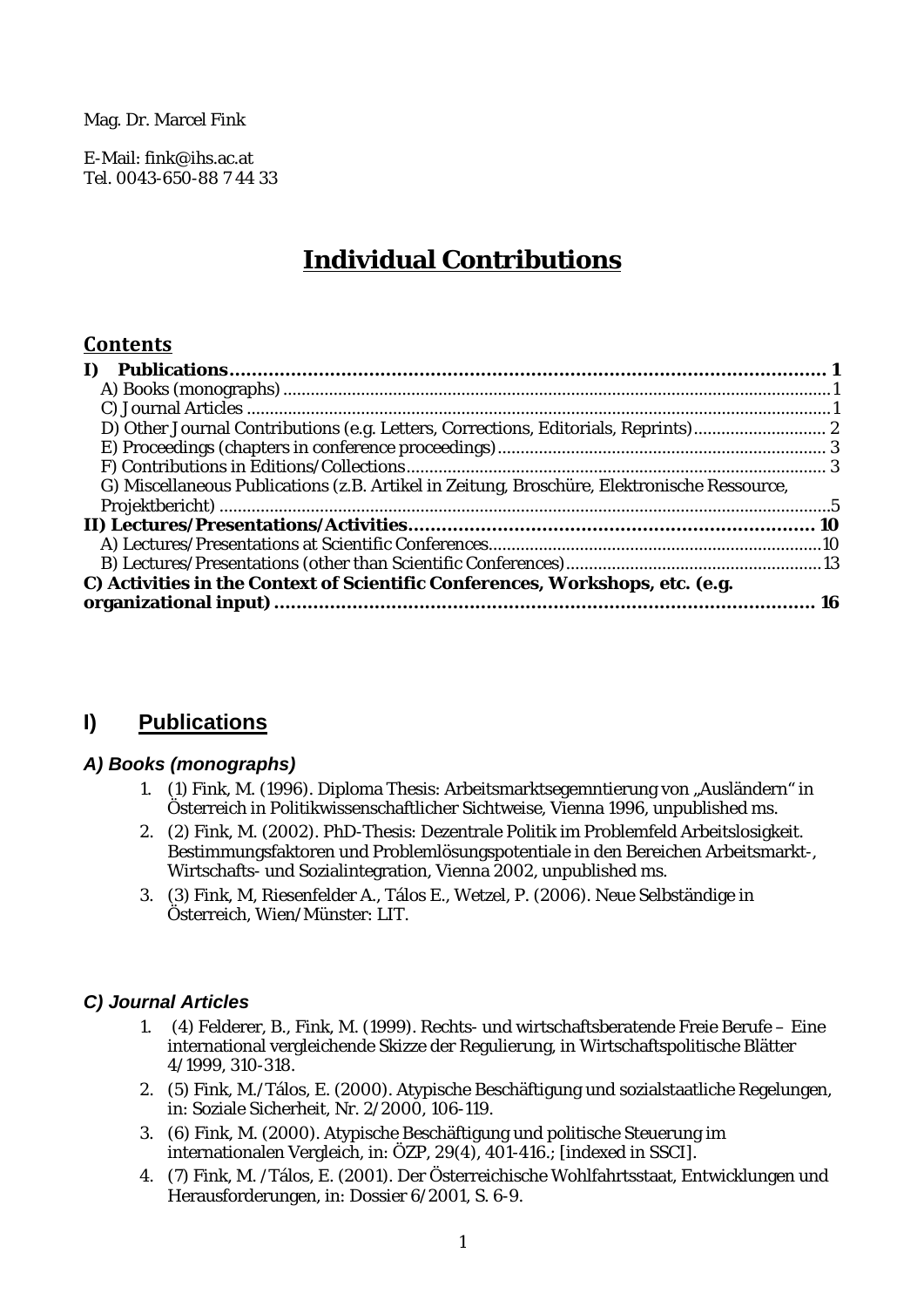Mag. Dr. Marcel Fink

E-Mail: fink@ihs.ac.at
Tel. 0043-650-88 7 44 33

# Individual Contributions

## Contents

**I) Publications ........................................................................................................ 1**
A) Books (monographs) ........................................................................................................ 1
C) Journal Articles ........................................................................................................ 1
D) Other Journal Contributions (e.g. Letters, Corrections, Editorials, Reprints) ........................ 2
E) Proceedings (chapters in conference proceedings) ........................................................ 3
F) Contributions in Editions/Collections ........................................................................ 3
G) Miscellaneous Publications (z.B. Artikel in Zeitung, Broschüre, Elektronische Ressource, Projektbericht) ........................................................................................................ 5
**II) Lectures/Presentations/Activities ........................................................................ 10**
A) Lectures/Presentations at Scientific Conferences ........................................................ 10
B) Lectures/Presentations (other than Scientific Conferences) ........................................ 13
**C) Activities in the Context of Scientific Conferences, Workshops, etc. (e.g. organizational input) ........................................................................................................ 16**

## I) Publications

### *A) Books (monographs)*

1. (1) Fink, M. (1996). Diploma Thesis: Arbeitsmarktsegemntierung von „Ausländern" in Österreich in Politikwissenschaftlicher Sichtweise, Vienna 1996, unpublished ms.
2. (2) Fink, M. (2002). PhD-Thesis: Dezentrale Politik im Problemfeld Arbeitslosigkeit. Bestimmungsfaktoren und Problemlösungspotentiale in den Bereichen Arbeitsmarkt-, Wirtschafts- und Sozialintegration, Vienna 2002, unpublished ms.
3. (3) Fink, M, Riesenfelder A., Tálos E., Wetzel, P. (2006). Neue Selbständige in Österreich, Wien/Münster: LIT.

### *C) Journal Articles*

1. (4) Felderer, B., Fink, M. (1999). Rechts- und wirtschaftsberatende Freie Berufe – Eine international vergleichende Skizze der Regulierung, in Wirtschaftspolitische Blätter 4/1999, 310-318.
2. (5) Fink, M./Tálos, E. (2000). Atypische Beschäftigung und sozialstaatliche Regelungen, in: Soziale Sicherheit, Nr. 2/2000, 106-119.
3. (6) Fink, M. (2000). Atypische Beschäftigung und politische Steuerung im internationalen Vergleich, in: ÖZP, 29(4), 401-416.; [indexed in SSCI].
4. (7) Fink, M. /Tálos, E. (2001). Der Österreichische Wohlfahrtsstaat, Entwicklungen und Herausforderungen, in: Dossier 6/2001, S. 6-9.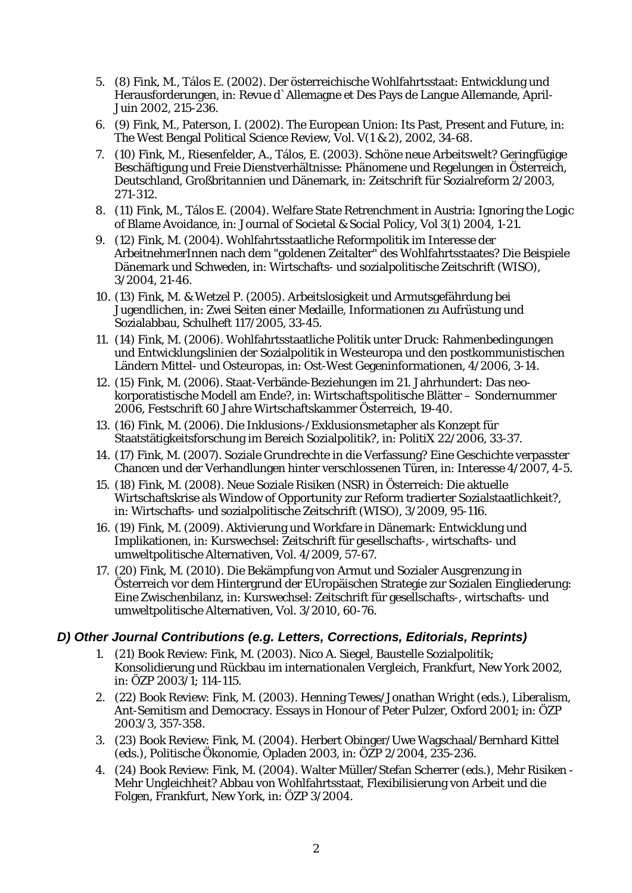5. (8) Fink, M., Tálos E. (2002). Der österreichische Wohlfahrtsstaat: Entwicklung und Herausforderungen, in: Revue d`Allemagne et Des Pays de Langue Allemande, April-Juin 2002, 215-236.
6. (9) Fink, M., Paterson, I. (2002). The European Union: Its Past, Present and Future, in: The West Bengal Political Science Review, Vol. V(1 & 2), 2002, 34-68.
7. (10) Fink, M., Riesenfelder, A., Tálos, E. (2003). Schöne neue Arbeitswelt? Geringfügige Beschäftigung und Freie Dienstverhältnisse: Phänomene und Regelungen in Österreich, Deutschland, Großbritannien und Dänemark, in: Zeitschrift für Sozialreform 2/2003, 271-312.
8. (11) Fink, M., Tálos E. (2004). Welfare State Retrenchment in Austria: Ignoring the Logic of Blame Avoidance, in: Journal of Societal & Social Policy, Vol 3(1) 2004, 1-21.
9. (12) Fink, M. (2004). Wohlfahrtsstaatliche Reformpolitik im Interesse der ArbeitnehmerInnen nach dem "goldenen Zeitalter" des Wohlfahrtsstaates? Die Beispiele Dänemark und Schweden, in: Wirtschafts- und sozialpolitische Zeitschrift (WISO), 3/2004, 21-46.
10. (13) Fink, M. & Wetzel P. (2005). Arbeitslosigkeit und Armutsgefährdung bei Jugendlichen, in: Zwei Seiten einer Medaille, Informationen zu Aufrüstung und Sozialabbau, Schulheft 117/2005, 33-45.
11. (14) Fink, M. (2006). Wohlfahrtsstaatliche Politik unter Druck: Rahmenbedingungen und Entwicklungslinien der Sozialpolitik in Westeuropa und den postkommunistischen Ländern Mittel- und Osteuropas, in: Ost-West Gegeninformationen, 4/2006, 3-14.
12. (15) Fink, M. (2006). Staat-Verbände-Beziehungen im 21. Jahrhundert: Das neo-korporatistische Modell am Ende?, in: Wirtschaftspolitische Blätter – Sondernummer 2006, Festschrift 60 Jahre Wirtschaftskammer Österreich, 19-40.
13. (16) Fink, M. (2006). Die Inklusions-/Exklusionsmetapher als Konzept für Staatstätigkeitsforschung im Bereich Sozialpolitik?, in: PolitiX 22/2006, 33-37.
14. (17) Fink, M. (2007). Soziale Grundrechte in die Verfassung? Eine Geschichte verpasster Chancen und der Verhandlungen hinter verschlossenen Türen, in: Interesse 4/2007, 4-5.
15. (18) Fink, M. (2008). Neue Soziale Risiken (NSR) in Österreich: Die aktuelle Wirtschaftskrise als Window of Opportunity zur Reform tradierter Sozialstaatlichkeit?, in: Wirtschafts- und sozialpolitische Zeitschrift (WISO), 3/2009, 95-116.
16. (19) Fink, M. (2009). Aktivierung und Workfare in Dänemark: Entwicklung und Implikationen, in: Kurswechsel: Zeitschrift für gesellschafts-, wirtschafts- und umweltpolitische Alternativen, Vol. 4/2009, 57-67.
17. (20) Fink, M. (2010). Die Bekämpfung von Armut und Sozialer Ausgrenzung in Österreich vor dem Hintergrund der EUropäischen Strategie zur Sozialen Eingliederung: Eine Zwischenbilanz, in: Kurswechsel: Zeitschrift für gesellschafts-, wirtschafts- und umweltpolitische Alternativen, Vol. 3/2010, 60-76.

### *D) Other Journal Contributions (e.g. Letters, Corrections, Editorials, Reprints)*

1. (21) Book Review: Fink, M. (2003). Nico A. Siegel, Baustelle Sozialpolitik; Konsolidierung und Rückbau im internationalen Vergleich, Frankfurt, New York 2002, in: ÖZP 2003/1; 114-115.
2. (22) Book Review: Fink, M. (2003). Henning Tewes/Jonathan Wright (eds.), Liberalism, Ant-Semitism and Democracy. Essays in Honour of Peter Pulzer, Oxford 2001; in: ÖZP 2003/3, 357-358.
3. (23) Book Review: Fink, M. (2004). Herbert Obinger/Uwe Wagschaal/Bernhard Kittel (eds.), Politische Ökonomie, Opladen 2003, in: ÖZP 2/2004, 235-236.
4. (24) Book Review: Fink, M. (2004). Walter Müller/Stefan Scherrer (eds.), Mehr Risiken - Mehr Ungleichheit? Abbau von Wohlfahrtsstaat, Flexibilisierung von Arbeit und die Folgen, Frankfurt, New York, in: ÖZP 3/2004.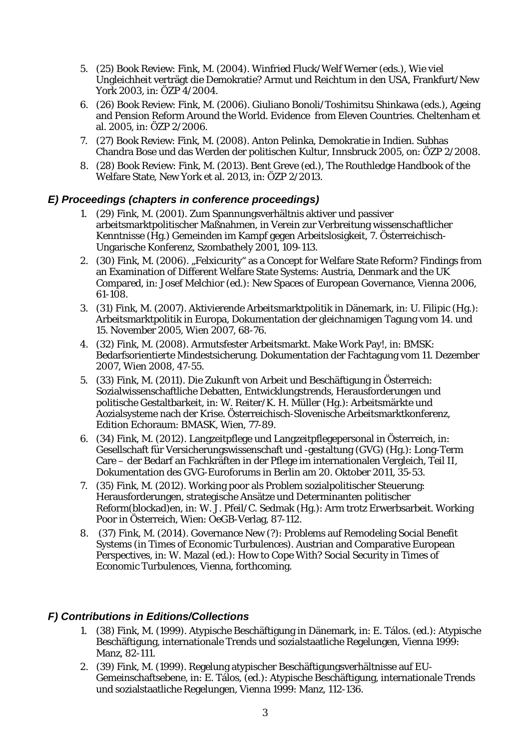5. (25) Book Review: Fink, M. (2004). Winfried Fluck/Welf Werner (eds.), Wie viel Ungleichheit verträgt die Demokratie? Armut und Reichtum in den USA, Frankfurt/New York 2003, in: ÖZP 4/2004.
6. (26) Book Review: Fink, M. (2006). Giuliano Bonoli/Toshimitsu Shinkawa (eds.), Ageing and Pension Reform Around the World. Evidence from Eleven Countries. Cheltenham et al. 2005, in: ÖZP 2/2006.
7. (27) Book Review: Fink, M. (2008). Anton Pelinka, Demokratie in Indien. Subhas Chandra Bose und das Werden der politischen Kultur, Innsbruck 2005, on: ÖZP 2/2008.
8. (28) Book Review: Fink, M. (2013). Bent Greve (ed.), The Routhledge Handbook of the Welfare State, New York et al. 2013, in: ÖZP 2/2013.

### *E) Proceedings (chapters in conference proceedings)*

1. (29) Fink, M. (2001). Zum Spannungsverhältnis aktiver und passiver arbeitsmarktpolitischer Maßnahmen, in Verein zur Verbreitung wissenschaftlicher Kenntnisse (Hg.) Gemeinden im Kampf gegen Arbeitslosigkeit, 7. Österreichisch-Ungarische Konferenz, Szombathely 2001, 109-113.
2. (30) Fink, M. (2006). „Felxicurity" as a Concept for Welfare State Reform? Findings from an Examination of Different Welfare State Systems: Austria, Denmark and the UK Compared, in: Josef Melchior (ed.): New Spaces of European Governance, Vienna 2006, 61-108.
3. (31) Fink, M. (2007). Aktivierende Arbeitsmarktpolitik in Dänemark, in: U. Filipic (Hg.): Arbeitsmarktpolitik in Europa, Dokumentation der gleichnamigen Tagung vom 14. und 15. November 2005, Wien 2007, 68-76.
4. (32) Fink, M. (2008). Armutsfester Arbeitsmarkt. Make Work Pay!, in: BMSK: Bedarfsorientierte Mindestsicherung. Dokumentation der Fachtagung vom 11. Dezember 2007, Wien 2008, 47-55.
5. (33) Fink, M. (2011). Die Zukunft von Arbeit und Beschäftigung in Österreich: Sozialwissenschaftliche Debatten, Entwicklungstrends, Herausforderungen und politische Gestaltbarkeit, in: W. Reiter/K. H. Müller (Hg.): Arbeitsmärkte und Aozialsysteme nach der Krise. Österreichisch-Slovenische Arbeitsmarktkonferenz, Edition Echoraum: BMASK, Wien, 77-89.
6. (34) Fink, M. (2012). Langzeitpflege und Langzeitpflegepersonal in Österreich, in: Gesellschaft für Versicherungswissenschaft und -gestaltung (GVG) (Hg.): Long-Term Care – der Bedarf an Fachkräften in der Pflege im internationalen Vergleich, Teil II, Dokumentation des GVG-Euroforums in Berlin am 20. Oktober 2011, 35-53.
7. (35) Fink, M. (2012). Working poor als Problem sozialpolitischer Steuerung: Herausforderungen, strategische Ansätze und Determinanten politischer Reform(blockad)en, in: W. J. Pfeil/C. Sedmak (Hg.): Arm trotz Erwerbsarbeit. Working Poor in Österreich, Wien: OeGB-Verlag, 87-112.
8. (37) Fink, M. (2014). Governance New (?): Problems auf Remodeling Social Benefit Systems (in Times of Economic Turbulences). Austrian and Comparative European Perspectives, in: W. Mazal (ed.): How to Cope With? Social Security in Times of Economic Turbulences, Vienna, forthcoming.

### *F) Contributions in Editions/Collections*

1. (38) Fink, M. (1999). Atypische Beschäftigung in Dänemark, in: E. Tálos. (ed.): Atypische Beschäftigung, internationale Trends und sozialstaatliche Regelungen, Vienna 1999: Manz, 82-111.
2. (39) Fink, M. (1999). Regelung atypischer Beschäftigungsverhältnisse auf EU-Gemeinschaftsebene, in: E. Tálos, (ed.): Atypische Beschäftigung, internationale Trends und sozialstaatliche Regelungen, Vienna 1999: Manz, 112-136.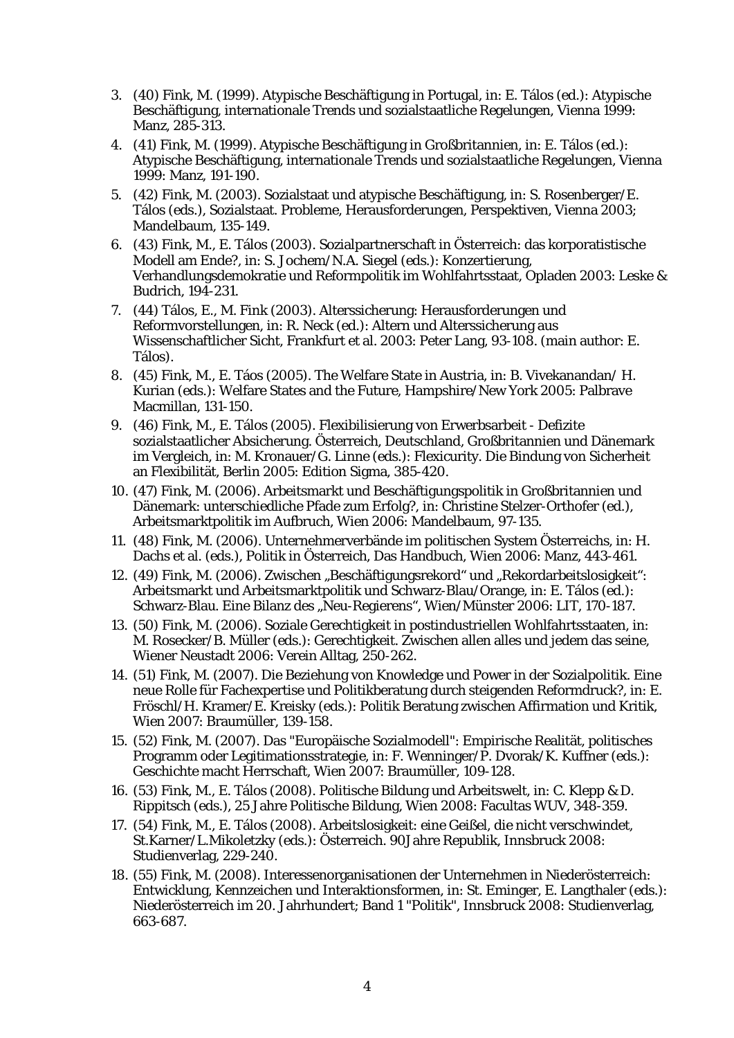3. (40) Fink, M. (1999). Atypische Beschäftigung in Portugal, in: E. Tálos (ed.): Atypische Beschäftigung, internationale Trends und sozialstaatliche Regelungen, Vienna 1999: Manz, 285-313.
4. (41) Fink, M. (1999). Atypische Beschäftigung in Großbritannien, in: E. Tálos (ed.): Atypische Beschäftigung, internationale Trends und sozialstaatliche Regelungen, Vienna 1999: Manz, 191-190.
5. (42) Fink, M. (2003). Sozialstaat und atypische Beschäftigung, in: S. Rosenberger/E. Tálos (eds.), Sozialstaat. Probleme, Herausforderungen, Perspektiven, Vienna 2003; Mandelbaum, 135-149.
6. (43) Fink, M., E. Tálos (2003). Sozialpartnerschaft in Österreich: das korporatistische Modell am Ende?, in: S. Jochem/N.A. Siegel (eds.): Konzertierung, Verhandlungsdemokratie und Reformpolitik im Wohlfahrtsstaat, Opladen 2003: Leske & Budrich, 194-231.
7. (44) Tálos, E., M. Fink (2003). Alterssicherung: Herausforderungen und Reformvorstellungen, in: R. Neck (ed.): Altern und Alterssicherung aus Wissenschaftlicher Sicht, Frankfurt et al. 2003: Peter Lang, 93-108. (main author: E. Tálos).
8. (45) Fink, M., E. Táos (2005). The Welfare State in Austria, in: B. Vivekanandan/ H. Kurian (eds.): Welfare States and the Future, Hampshire/New York 2005: Palbrave Macmillan, 131-150.
9. (46) Fink, M., E. Tálos (2005). Flexibilisierung von Erwerbsarbeit - Defizite sozialstaatlicher Absicherung. Österreich, Deutschland, Großbritannien und Dänemark im Vergleich, in: M. Kronauer/G. Linne (eds.): Flexicurity. Die Bindung von Sicherheit an Flexibilität, Berlin 2005: Edition Sigma, 385-420.
10. (47) Fink, M. (2006). Arbeitsmarkt und Beschäftigungspolitik in Großbritannien und Dänemark: unterschiedliche Pfade zum Erfolg?, in: Christine Stelzer-Orthofer (ed.), Arbeitsmarktpolitik im Aufbruch, Wien 2006: Mandelbaum, 97-135.
11. (48) Fink, M. (2006). Unternehmerverbände im politischen System Österreichs, in: H. Dachs et al. (eds.), Politik in Österreich, Das Handbuch, Wien 2006: Manz, 443-461.
12. (49) Fink, M. (2006). Zwischen „Beschäftigungsrekord" und „Rekordarbeitslosigkeit": Arbeitsmarkt und Arbeitsmarktpolitik und Schwarz-Blau/Orange, in: E. Tálos (ed.): Schwarz-Blau. Eine Bilanz des „Neu-Regierens", Wien/Münster 2006: LIT, 170-187.
13. (50) Fink, M. (2006). Soziale Gerechtigkeit in postindustriellen Wohlfahrtsstaaten, in: M. Rosecker/B. Müller (eds.): Gerechtigkeit. Zwischen allen alles und jedem das seine, Wiener Neustadt 2006: Verein Alltag, 250-262.
14. (51) Fink, M. (2007). Die Beziehung von Knowledge und Power in der Sozialpolitik. Eine neue Rolle für Fachexpertise und Politikberatung durch steigenden Reformdruck?, in: E. Fröschl/H. Kramer/E. Kreisky (eds.): Politik Beratung zwischen Affirmation und Kritik, Wien 2007: Braumüller, 139-158.
15. (52) Fink, M. (2007). Das "Europäische Sozialmodell": Empirische Realität, politisches Programm oder Legitimationsstrategie, in: F. Wenninger/P. Dvorak/K. Kuffner (eds.): Geschichte macht Herrschaft, Wien 2007: Braumüller, 109-128.
16. (53) Fink, M., E. Tálos (2008). Politische Bildung und Arbeitswelt, in: C. Klepp & D. Rippitsch (eds.), 25 Jahre Politische Bildung, Wien 2008: Facultas WUV, 348-359.
17. (54) Fink, M., E. Tálos (2008). Arbeitslosigkeit: eine Geißel, die nicht verschwindet, St.Karner/L.Mikoletzky (eds.): Österreich. 90Jahre Republik, Innsbruck 2008: Studienverlag, 229-240.
18. (55) Fink, M. (2008). Interessenorganisationen der Unternehmen in Niederösterreich: Entwicklung, Kennzeichen und Interaktionsformen, in: St. Eminger, E. Langthaler (eds.): Niederösterreich im 20. Jahrhundert; Band 1 "Politik", Innsbruck 2008: Studienverlag, 663-687.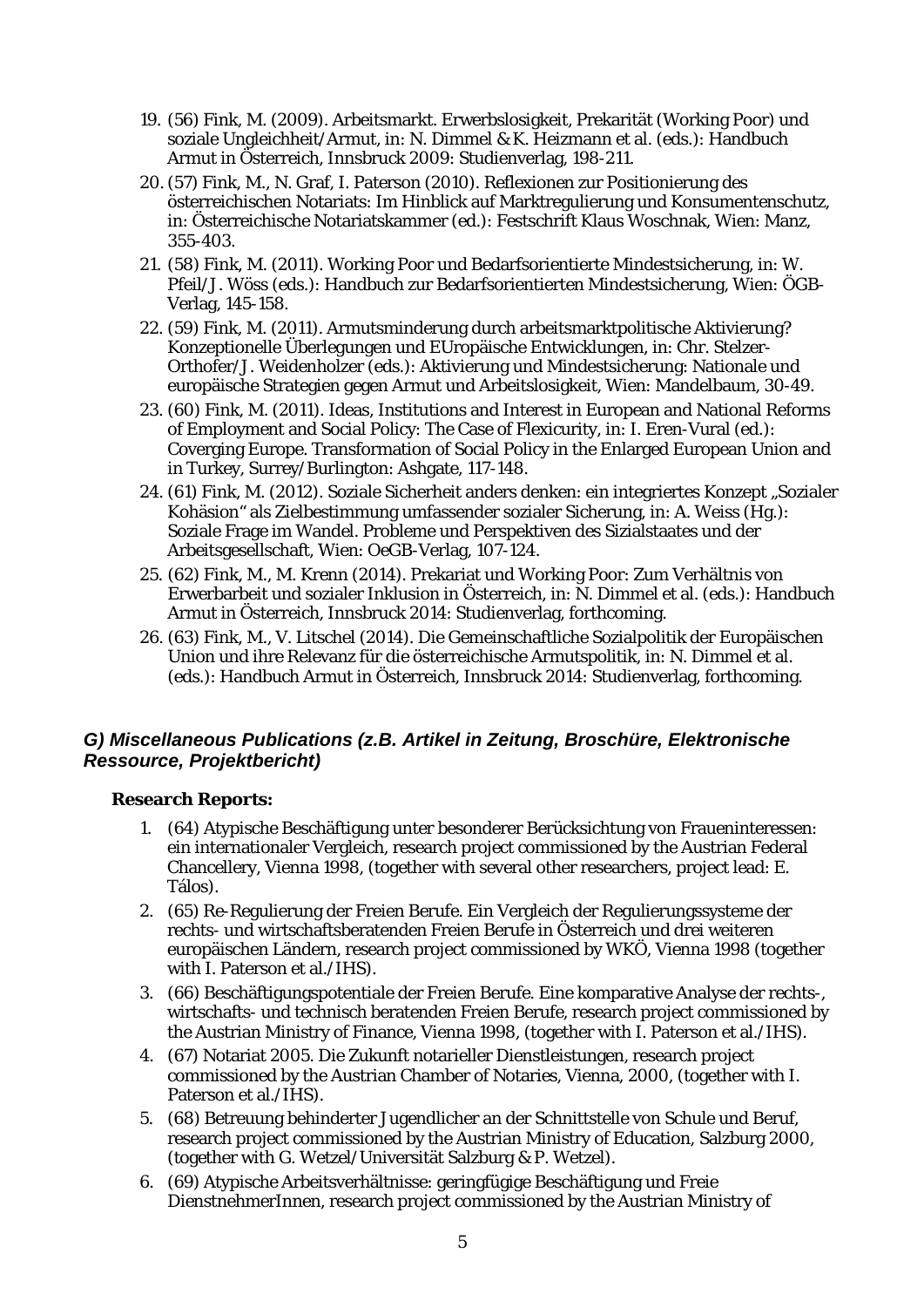19. (56) Fink, M. (2009). Arbeitsmarkt. Erwerbslosigkeit, Prekarität (Working Poor) und soziale Ungleichheit/Armut, in: N. Dimmel & K. Heizmann et al. (eds.): Handbuch Armut in Österreich, Innsbruck 2009: Studienverlag, 198-211.
20. (57) Fink, M., N. Graf, I. Paterson (2010). Reflexionen zur Positionierung des österreichischen Notariats: Im Hinblick auf Marktregulierung und Konsumentenschutz, in: Österreichische Notariatskammer (ed.): Festschrift Klaus Woschnak, Wien: Manz, 355-403.
21. (58) Fink, M. (2011). Working Poor und Bedarfsorientierte Mindestsicherung, in: W. Pfeil/J. Wöss (eds.): Handbuch zur Bedarfsorientierten Mindestsicherung, Wien: ÖGB-Verlag, 145-158.
22. (59) Fink, M. (2011). Armutsminderung durch arbeitsmarktpolitische Aktivierung? Konzeptionelle Überlegungen und EUropäische Entwicklungen, in: Chr. Stelzer-Orthofer/J. Weidenholzer (eds.): Aktivierung und Mindestsicherung: Nationale und europäische Strategien gegen Armut und Arbeitslosigkeit, Wien: Mandelbaum, 30-49.
23. (60) Fink, M. (2011). Ideas, Institutions and Interest in European and National Reforms of Employment and Social Policy: The Case of Flexicurity, in: I. Eren-Vural (ed.): Coverging Europe. Transformation of Social Policy in the Enlarged European Union and in Turkey, Surrey/Burlington: Ashgate, 117-148.
24. (61) Fink, M. (2012). Soziale Sicherheit anders denken: ein integriertes Konzept „Sozialer Kohäsion" als Zielbestimmung umfassender sozialer Sicherung, in: A. Weiss (Hg.): Soziale Frage im Wandel. Probleme und Perspektiven des Sizialstaates und der Arbeitsgesellschaft, Wien: OeGB-Verlag, 107-124.
25. (62) Fink, M., M. Krenn (2014). Prekariat und Working Poor: Zum Verhältnis von Erwerbarbeit und sozialer Inklusion in Österreich, in: N. Dimmel et al. (eds.): Handbuch Armut in Österreich, Innsbruck 2014: Studienverlag, forthcoming.
26. (63) Fink, M., V. Litschel (2014). Die Gemeinschaftliche Sozialpolitik der Europäischen Union und ihre Relevanz für die österreichische Armutspolitik, in: N. Dimmel et al. (eds.): Handbuch Armut in Österreich, Innsbruck 2014: Studienverlag, forthcoming.

### *G) Miscellaneous Publications (z.B. Artikel in Zeitung, Broschüre, Elektronische Ressource, Projektbericht)*

**Research Reports:**

1. (64) Atypische Beschäftigung unter besonderer Berücksichtung von Fraueninteressen: ein internationaler Vergleich, research project commissioned by the Austrian Federal Chancellery, Vienna 1998, (together with several other researchers, project lead: E. Tálos).
2. (65) Re-Regulierung der Freien Berufe. Ein Vergleich der Regulierungssysteme der rechts- und wirtschaftsberatenden Freien Berufe in Österreich und drei weiteren europäischen Ländern, research project commissioned by WKÖ, Vienna 1998 (together with I. Paterson et al./IHS).
3. (66) Beschäftigungspotentiale der Freien Berufe. Eine komparative Analyse der rechts-, wirtschafts- und technisch beratenden Freien Berufe, research project commissioned by the Austrian Ministry of Finance, Vienna 1998, (together with I. Paterson et al./IHS).
4. (67) Notariat 2005. Die Zukunft notarieller Dienstleistungen, research project commissioned by the Austrian Chamber of Notaries, Vienna, 2000, (together with I. Paterson et al./IHS).
5. (68) Betreuung behinderter Jugendlicher an der Schnittstelle von Schule und Beruf, research project commissioned by the Austrian Ministry of Education, Salzburg 2000, (together with G. Wetzel/Universität Salzburg & P. Wetzel).
6. (69) Atypische Arbeitsverhältnisse: geringfügige Beschäftigung und Freie DienstnehmerInnen, research project commissioned by the Austrian Ministry of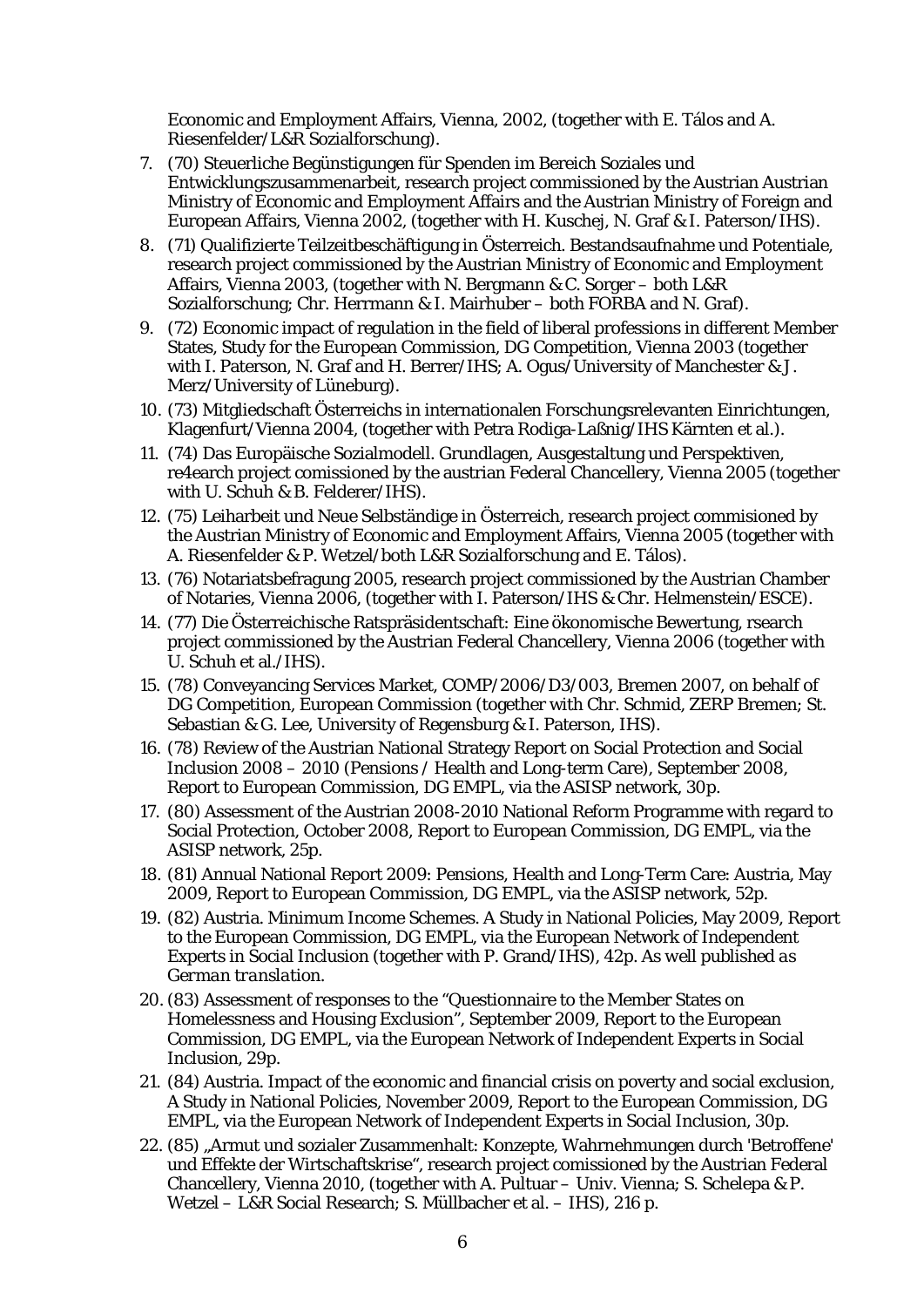Economic and Employment Affairs, Vienna, 2002, (together with E. Tálos and A. Riesenfelder/L&R Sozialforschung).

7. (70) Steuerliche Begünstigungen für Spenden im Bereich Soziales und Entwicklungszusammenarbeit, research project commissioned by the Austrian Austrian Ministry of Economic and Employment Affairs and the Austrian Ministry of Foreign and European Affairs, Vienna 2002, (together with H. Kuschej, N. Graf & I. Paterson/IHS).
8. (71) Qualifizierte Teilzeitbeschäftigung in Österreich. Bestandsaufnahme und Potentiale, research project commissioned by the Austrian Ministry of Economic and Employment Affairs, Vienna 2003, (together with N. Bergmann & C. Sorger – both L&R Sozialforschung; Chr. Herrmann & I. Mairhuber – both FORBA and N. Graf).
9. (72) Economic impact of regulation in the field of liberal professions in different Member States, Study for the European Commission, DG Competition, Vienna 2003 (together with I. Paterson, N. Graf and H. Berrer/IHS; A. Ogus/University of Manchester & J. Merz/University of Lüneburg).
10. (73) Mitgliedschaft Österreichs in internationalen Forschungsrelevanten Einrichtungen, Klagenfurt/Vienna 2004, (together with Petra Rodiga-Laßnig/IHS Kärnten et al.).
11. (74) Das Europäische Sozialmodell. Grundlagen, Ausgestaltung und Perspektiven, re4earch project comissioned by the austrian Federal Chancellery, Vienna 2005 (together with U. Schuh & B. Felderer/IHS).
12. (75) Leiharbeit und Neue Selbständige in Österreich, research project commisioned by the Austrian Ministry of Economic and Employment Affairs, Vienna 2005 (together with A. Riesenfelder & P. Wetzel/both L&R Sozialforschung and E. Tálos).
13. (76) Notariatsbefragung 2005, research project commissioned by the Austrian Chamber of Notaries, Vienna 2006, (together with I. Paterson/IHS & Chr. Helmenstein/ESCE).
14. (77) Die Österreichische Ratspräsidentschaft: Eine ökonomische Bewertung, rsearch project commissioned by the Austrian Federal Chancellery, Vienna 2006 (together with U. Schuh et al./IHS).
15. (78) Conveyancing Services Market, COMP/2006/D3/003, Bremen 2007, on behalf of DG Competition, European Commission (together with Chr. Schmid, ZERP Bremen; St. Sebastian & G. Lee, University of Regensburg & I. Paterson, IHS).
16. (78) Review of the Austrian National Strategy Report on Social Protection and Social Inclusion 2008 – 2010 (Pensions / Health and Long-term Care), September 2008, Report to European Commission, DG EMPL, via the ASISP network, 30p.
17. (80) Assessment of the Austrian 2008-2010 National Reform Programme with regard to Social Protection, October 2008, Report to European Commission, DG EMPL, via the ASISP network, 25p.
18. (81) Annual National Report 2009: Pensions, Health and Long-Term Care: Austria, May 2009, Report to European Commission, DG EMPL, via the ASISP network, 52p.
19. (82) Austria. Minimum Income Schemes. A Study in National Policies, May 2009, Report to the European Commission, DG EMPL, via the European Network of Independent Experts in Social Inclusion (together with P. Grand/IHS), 42p. *As well published as German translation.*
20. (83) Assessment of responses to the "Questionnaire to the Member States on Homelessness and Housing Exclusion", September 2009, Report to the European Commission, DG EMPL, via the European Network of Independent Experts in Social Inclusion, 29p.
21. (84) Austria. Impact of the economic and financial crisis on poverty and social exclusion, A Study in National Policies, November 2009, Report to the European Commission, DG EMPL, via the European Network of Independent Experts in Social Inclusion, 30p.
22. (85) „Armut und sozialer Zusammenhalt: Konzepte, Wahrnehmungen durch 'Betroffene' und Effekte der Wirtschaftskrise", research project comissioned by the Austrian Federal Chancellery, Vienna 2010, (together with A. Pultuar – Univ. Vienna; S. Schelepa & P. Wetzel – L&R Social Research; S. Müllbacher et al. – IHS), 216 p.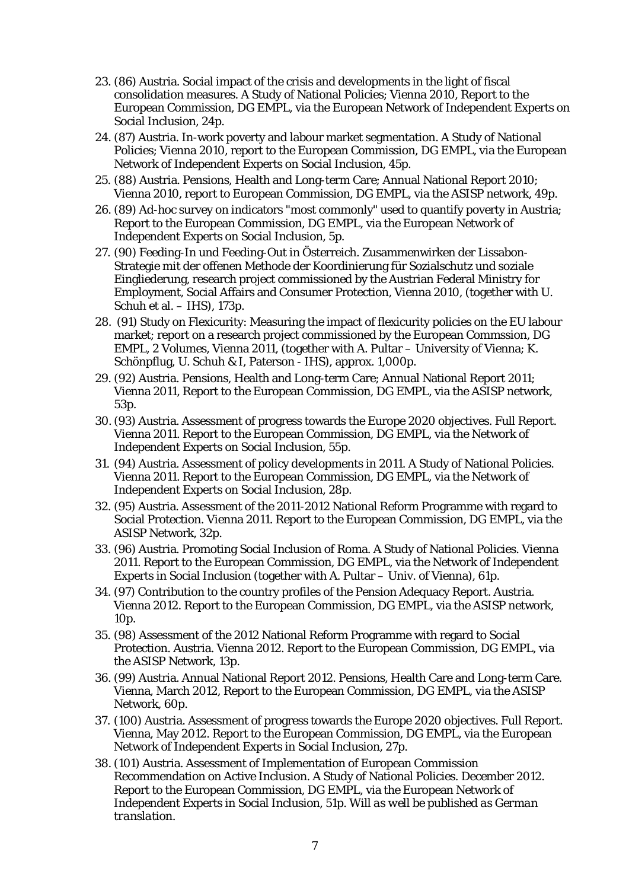23. (86) Austria. Social impact of the crisis and developments in the light of fiscal consolidation measures. A Study of National Policies; Vienna 2010, Report to the European Commission, DG EMPL, via the European Network of Independent Experts on Social Inclusion, 24p.
24. (87) Austria. In-work poverty and labour market segmentation. A Study of National Policies; Vienna 2010, report to the European Commission, DG EMPL, via the European Network of Independent Experts on Social Inclusion, 45p.
25. (88) Austria. Pensions, Health and Long-term Care; Annual National Report 2010; Vienna 2010, report to European Commission, DG EMPL, via the ASISP network, 49p.
26. (89) Ad-hoc survey on indicators "most commonly" used to quantify poverty in Austria; Report to the European Commission, DG EMPL, via the European Network of Independent Experts on Social Inclusion, 5p.
27. (90) Feeding-In und Feeding-Out in Österreich. Zusammenwirken der Lissabon-Strategie mit der offenen Methode der Koordinierung für Sozialschutz und soziale Eingliederung, research project commissioned by the Austrian Federal Ministry for Employment, Social Affairs and Consumer Protection, Vienna 2010, (together with U. Schuh et al. – IHS), 173p.
28. (91) Study on Flexicurity: Measuring the impact of flexicurity policies on the EU labour market; report on a research project commissioned by the European Commssion, DG EMPL, 2 Volumes, Vienna 2011, (together with A. Pultar – University of Vienna; K. Schönpflug, U. Schuh & I, Paterson - IHS), approx. 1,000p.
29. (92) Austria. Pensions, Health and Long-term Care; Annual National Report 2011; Vienna 2011, Report to the European Commission, DG EMPL, via the ASISP network, 53p.
30. (93) Austria. Assessment of progress towards the Europe 2020 objectives. Full Report. Vienna 2011. Report to the European Commission, DG EMPL, via the Network of Independent Experts on Social Inclusion, 55p.
31. (94) Austria. Assessment of policy developments in 2011. A Study of National Policies. Vienna 2011. Report to the European Commission, DG EMPL, via the Network of Independent Experts on Social Inclusion, 28p.
32. (95) Austria. Assessment of the 2011-2012 National Reform Programme with regard to Social Protection. Vienna 2011. Report to the European Commission, DG EMPL, via the ASISP Network, 32p.
33. (96) Austria. Promoting Social Inclusion of Roma. A Study of National Policies. Vienna 2011. Report to the European Commission, DG EMPL, via the Network of Independent Experts in Social Inclusion (together with A. Pultar – Univ. of Vienna), 61p.
34. (97) Contribution to the country profiles of the Pension Adequacy Report. Austria. Vienna 2012. Report to the European Commission, DG EMPL, via the ASISP network, 10p.
35. (98) Assessment of the 2012 National Reform Programme with regard to Social Protection. Austria. Vienna 2012. Report to the European Commission, DG EMPL, via the ASISP Network, 13p.
36. (99) Austria. Annual National Report 2012. Pensions, Health Care and Long-term Care. Vienna, March 2012, Report to the European Commission, DG EMPL, via the ASISP Network, 60p.
37. (100) Austria. Assessment of progress towards the Europe 2020 objectives. Full Report. Vienna, May 2012. Report to the European Commission, DG EMPL, via the European Network of Independent Experts in Social Inclusion, 27p.
38. (101) Austria. Assessment of Implementation of European Commission Recommendation on Active Inclusion. A Study of National Policies. December 2012. Report to the European Commission, DG EMPL, via the European Network of Independent Experts in Social Inclusion, 51p. *Will as well be published as German translation.*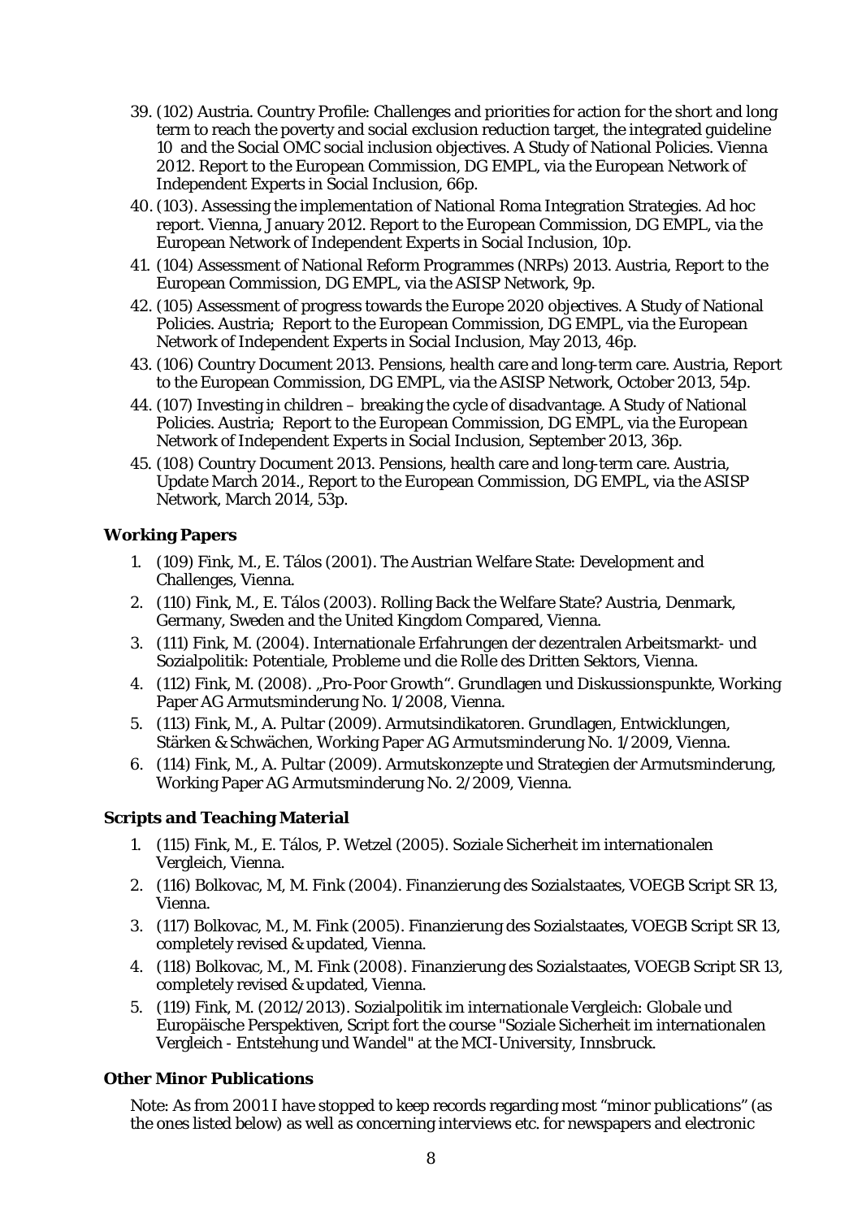39. (102) Austria. Country Profile: Challenges and priorities for action for the short and long term to reach the poverty and social exclusion reduction target, the integrated guideline 10 and the Social OMC social inclusion objectives. A Study of National Policies. Vienna 2012. Report to the European Commission, DG EMPL, via the European Network of Independent Experts in Social Inclusion, 66p.
40. (103). Assessing the implementation of National Roma Integration Strategies. Ad hoc report. Vienna, January 2012. Report to the European Commission, DG EMPL, via the European Network of Independent Experts in Social Inclusion, 10p.
41. (104) Assessment of National Reform Programmes (NRPs) 2013. Austria, Report to the European Commission, DG EMPL, via the ASISP Network, 9p.
42. (105) Assessment of progress towards the Europe 2020 objectives. A Study of National Policies. Austria; Report to the European Commission, DG EMPL, via the European Network of Independent Experts in Social Inclusion, May 2013, 46p.
43. (106) Country Document 2013. Pensions, health care and long-term care. Austria, Report to the European Commission, DG EMPL, via the ASISP Network, October 2013, 54p.
44. (107) Investing in children – breaking the cycle of disadvantage. A Study of National Policies. Austria; Report to the European Commission, DG EMPL, via the European Network of Independent Experts in Social Inclusion, September 2013, 36p.
45. (108) Country Document 2013. Pensions, health care and long-term care. Austria, Update March 2014., Report to the European Commission, DG EMPL, via the ASISP Network, March 2014, 53p.

### Working Papers

1. (109) Fink, M., E. Tálos (2001). The Austrian Welfare State: Development and Challenges, Vienna.
2. (110) Fink, M., E. Tálos (2003). Rolling Back the Welfare State? Austria, Denmark, Germany, Sweden and the United Kingdom Compared, Vienna.
3. (111) Fink, M. (2004). Internationale Erfahrungen der dezentralen Arbeitsmarkt- und Sozialpolitik: Potentiale, Probleme und die Rolle des Dritten Sektors, Vienna.
4. (112) Fink, M. (2008). „Pro-Poor Growth". Grundlagen und Diskussionspunkte, Working Paper AG Armutsminderung No. 1/2008, Vienna.
5. (113) Fink, M., A. Pultar (2009). Armutsindikatoren. Grundlagen, Entwicklungen, Stärken & Schwächen, Working Paper AG Armutsminderung No. 1/2009, Vienna.
6. (114) Fink, M., A. Pultar (2009). Armutskonzepte und Strategien der Armutsminderung, Working Paper AG Armutsminderung No. 2/2009, Vienna.

### Scripts and Teaching Material

1. (115) Fink, M., E. Tálos, P. Wetzel (2005). Soziale Sicherheit im internationalen Vergleich, Vienna.
2. (116) Bolkovac, M, M. Fink (2004). Finanzierung des Sozialstaates, VOEGB Script SR 13, Vienna.
3. (117) Bolkovac, M., M. Fink (2005). Finanzierung des Sozialstaates, VOEGB Script SR 13, completely revised & updated, Vienna.
4. (118) Bolkovac, M., M. Fink (2008). Finanzierung des Sozialstaates, VOEGB Script SR 13, completely revised & updated, Vienna.
5. (119) Fink, M. (2012/2013). Sozialpolitik im internationale Vergleich: Globale und Europäische Perspektiven, Script fort the course "Soziale Sicherheit im internationalen Vergleich - Entstehung und Wandel" at the MCI-University, Innsbruck.

### Other Minor Publications

Note: As from 2001 I have stopped to keep records regarding most "minor publications" (as the ones listed below) as well as concerning interviews etc. for newspapers and electronic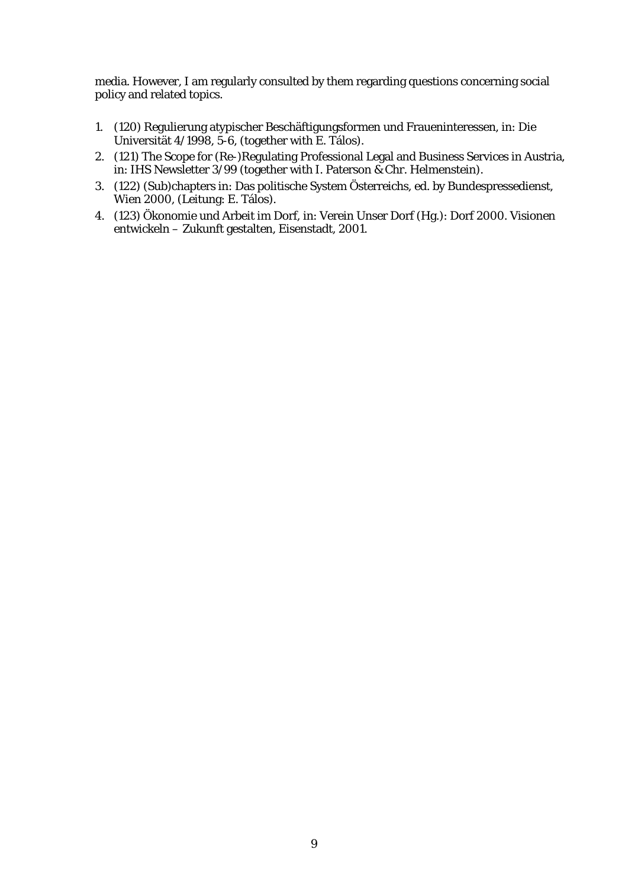media. However, I am regularly consulted by them regarding questions concerning social policy and related topics.

1. (120) Regulierung atypischer Beschäftigungsformen und Fraueninteressen, in: Die Universität 4/1998, 5-6, (together with E. Tálos).
2. (121) The Scope for (Re-)Regulating Professional Legal and Business Services in Austria, in: IHS Newsletter 3/99 (together with I. Paterson & Chr. Helmenstein).
3. (122) (Sub)chapters in: Das politische System Österreichs, ed. by Bundespressedienst, Wien 2000, (Leitung: E. Tálos).
4. (123) Ökonomie und Arbeit im Dorf, in: Verein Unser Dorf (Hg.): Dorf 2000. Visionen entwickeln – Zukunft gestalten, Eisenstadt, 2001.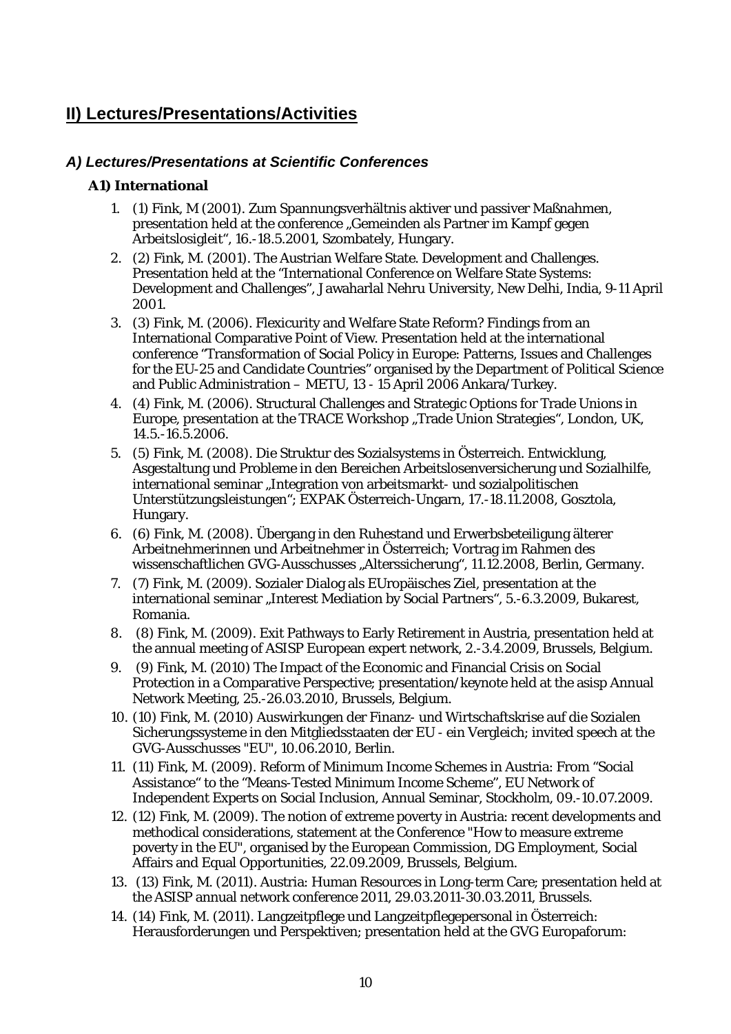## II) Lectures/Presentations/Activities

### *A) Lectures/Presentations at Scientific Conferences*

#### A1) International

1. (1) Fink, M (2001). Zum Spannungsverhältnis aktiver und passiver Maßnahmen, presentation held at the conference „Gemeinden als Partner im Kampf gegen Arbeitslosigleit", 16.-18.5.2001, Szombately, Hungary.
2. (2) Fink, M. (2001). The Austrian Welfare State. Development and Challenges. Presentation held at the "International Conference on Welfare State Systems: Development and Challenges", Jawaharlal Nehru University, New Delhi, India, 9-11 April 2001.
3. (3) Fink, M. (2006). Flexicurity and Welfare State Reform? Findings from an International Comparative Point of View. Presentation held at the international conference "Transformation of Social Policy in Europe: Patterns, Issues and Challenges for the EU-25 and Candidate Countries" organised by the Department of Political Science and Public Administration – METU, 13 - 15 April 2006 Ankara/Turkey.
4. (4) Fink, M. (2006). Structural Challenges and Strategic Options for Trade Unions in Europe, presentation at the TRACE Workshop „Trade Union Strategies", London, UK, 14.5.-16.5.2006.
5. (5) Fink, M. (2008). Die Struktur des Sozialsystems in Österreich. Entwicklung, Asgestaltung und Probleme in den Bereichen Arbeitslosenversicherung und Sozialhilfe, international seminar „Integration von arbeitsmarkt- und sozialpolitischen Unterstützungsleistungen"; EXPAK Österreich-Ungarn, 17.-18.11.2008, Gosztola, Hungary.
6. (6) Fink, M. (2008). Übergang in den Ruhestand und Erwerbsbeteiligung älterer Arbeitnehmerinnen und Arbeitnehmer in Österreich; Vortrag im Rahmen des wissenschaftlichen GVG-Ausschusses „Alterssicherung", 11.12.2008, Berlin, Germany.
7. (7) Fink, M. (2009). Sozialer Dialog als EUropäisches Ziel, presentation at the international seminar „Interest Mediation by Social Partners", 5.-6.3.2009, Bukarest, Romania.
8. (8) Fink, M. (2009). Exit Pathways to Early Retirement in Austria, presentation held at the annual meeting of ASISP European expert network, 2.-3.4.2009, Brussels, Belgium.
9. (9) Fink, M. (2010) The Impact of the Economic and Financial Crisis on Social Protection in a Comparative Perspective; presentation/keynote held at the asisp Annual Network Meeting, 25.-26.03.2010, Brussels, Belgium.
10. (10) Fink, M. (2010) Auswirkungen der Finanz- und Wirtschaftskrise auf die Sozialen Sicherungssysteme in den Mitgliedsstaaten der EU - ein Vergleich; invited speech at the GVG-Ausschusses "EU", 10.06.2010, Berlin.
11. (11) Fink, M. (2009). Reform of Minimum Income Schemes in Austria: From "Social Assistance" to the "Means-Tested Minimum Income Scheme", EU Network of Independent Experts on Social Inclusion, Annual Seminar, Stockholm, 09.-10.07.2009.
12. (12) Fink, M. (2009). The notion of extreme poverty in Austria: recent developments and methodical considerations, statement at the Conference "How to measure extreme poverty in the EU", organised by the European Commission, DG Employment, Social Affairs and Equal Opportunities, 22.09.2009, Brussels, Belgium.
13. (13) Fink, M. (2011). Austria: Human Resources in Long-term Care; presentation held at the ASISP annual network conference 2011, 29.03.2011-30.03.2011, Brussels.
14. (14) Fink, M. (2011). Langzeitpflege und Langzeitpflegepersonal in Österreich: Herausforderungen und Perspektiven; presentation held at the GVG Europaforum: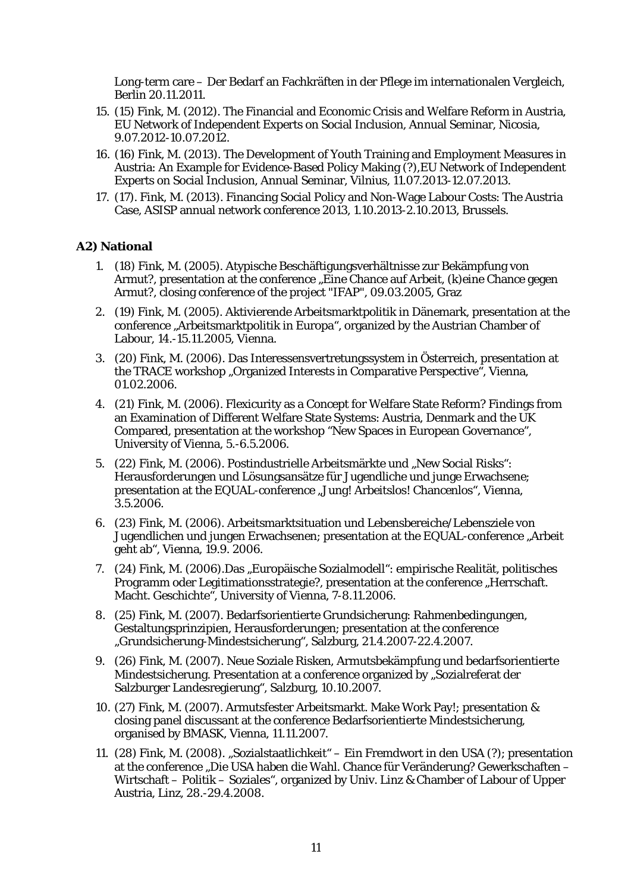Long-term care – Der Bedarf an Fachkräften in der Pflege im internationalen Vergleich, Berlin 20.11.2011.

15. (15) Fink, M. (2012). The Financial and Economic Crisis and Welfare Reform in Austria, EU Network of Independent Experts on Social Inclusion, Annual Seminar, Nicosia, 9.07.2012-10.07.2012.
16. (16) Fink, M. (2013). The Development of Youth Training and Employment Measures in Austria: An Example for Evidence-Based Policy Making (?),EU Network of Independent Experts on Social Inclusion, Annual Seminar, Vilnius, 11.07.2013-12.07.2013.
17. (17). Fink, M. (2013). Financing Social Policy and Non-Wage Labour Costs: The Austria Case, ASISP annual network conference 2013, 1.10.2013-2.10.2013, Brussels.

**A2) National**

1. (18) Fink, M. (2005). Atypische Beschäftigungsverhältnisse zur Bekämpfung von Armut?, presentation at the conference „Eine Chance auf Arbeit, (k)eine Chance gegen Armut?, closing conference of the project "IFAP", 09.03.2005, Graz
2. (19) Fink, M. (2005). Aktivierende Arbeitsmarktpolitik in Dänemark, presentation at the conference „Arbeitsmarktpolitik in Europa“, organized by the Austrian Chamber of Labour, 14.-15.11.2005, Vienna.
3. (20) Fink, M. (2006). Das Interessensvertretungssystem in Österreich, presentation at the TRACE workshop „Organized Interests in Comparative Perspective“, Vienna, 01.02.2006.
4. (21) Fink, M. (2006). Flexicurity as a Concept for Welfare State Reform? Findings from an Examination of Different Welfare State Systems: Austria, Denmark and the UK Compared, presentation at the workshop “New Spaces in European Governance”, University of Vienna, 5.-6.5.2006.
5. (22) Fink, M. (2006). Postindustrielle Arbeitsmärkte und „New Social Risks“: Herausforderungen und Lösungsansätze für Jugendliche und junge Erwachsene; presentation at the EQUAL-conference „Jung! Arbeitslos! Chancenlos“, Vienna, 3.5.2006.
6. (23) Fink, M. (2006). Arbeitsmarktsituation und Lebensbereiche/Lebensziele von Jugendlichen und jungen Erwachsenen; presentation at the EQUAL-conference „Arbeit geht ab“, Vienna, 19.9. 2006.
7. (24) Fink, M. (2006).Das „Europäische Sozialmodell“: empirische Realität, politisches Programm oder Legitimationsstrategie?, presentation at the conference „Herrschaft. Macht. Geschichte“, University of Vienna, 7-8.11.2006.
8. (25) Fink, M. (2007). Bedarfsorientierte Grundsicherung: Rahmenbedingungen, Gestaltungsprinzipien, Herausforderungen; presentation at the conference „Grundsicherung-Mindestsicherung“, Salzburg, 21.4.2007-22.4.2007.
9. (26) Fink, M. (2007). Neue Soziale Risken, Armutsbekämpfung und bedarfsorientierte Mindestsicherung. Presentation at a conference organized by „Sozialreferat der Salzburger Landesregierung“, Salzburg, 10.10.2007.
10. (27) Fink, M. (2007). Armutsfester Arbeitsmarkt. Make Work Pay!; presentation & closing panel discussant at the conference Bedarfsorientierte Mindestsicherung, organised by BMASK, Vienna, 11.11.2007.
11. (28) Fink, M. (2008). „Sozialstaatlichkeit“ – Ein Fremdwort in den USA (?); presentation at the conference „Die USA haben die Wahl. Chance für Veränderung? Gewerkschaften – Wirtschaft – Politik – Soziales“, organized by Univ. Linz & Chamber of Labour of Upper Austria, Linz, 28.-29.4.2008.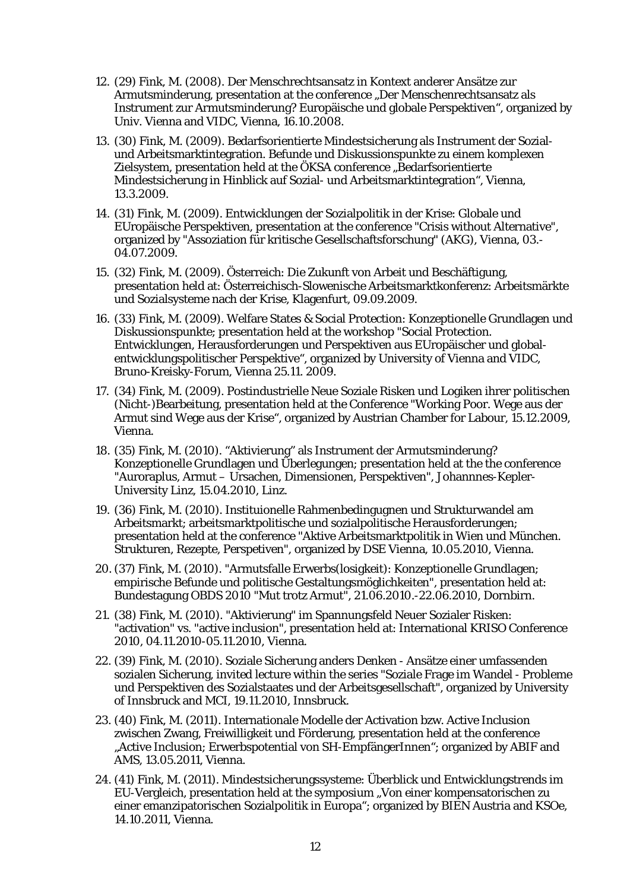12. (29) Fink, M. (2008). Der Menschrechtsansatz in Kontext anderer Ansätze zur Armutsminderung, presentation at the conference „Der Menschenrechtsansatz als Instrument zur Armutsminderung? Europäische und globale Perspektiven", organized by Univ. Vienna and VIDC, Vienna, 16.10.2008.
13. (30) Fink, M. (2009). Bedarfsorientierte Mindestsicherung als Instrument der Sozial- und Arbeitsmarktintegration. Befunde und Diskussionspunkte zu einem komplexen Zielsystem, presentation held at the ÖKSA conference „Bedarfsorientierte Mindestsicherung in Hinblick auf Sozial- und Arbeitsmarktintegration", Vienna, 13.3.2009.
14. (31) Fink, M. (2009). Entwicklungen der Sozialpolitik in der Krise: Globale und EUropäische Perspektiven, presentation at the conference "Crisis without Alternative", organized by "Assoziation für kritische Gesellschaftsforschung" (AKG), Vienna, 03.-04.07.2009.
15. (32) Fink, M. (2009). Österreich: Die Zukunft von Arbeit und Beschäftigung, presentation held at: Österreichisch-Slowenische Arbeitsmarktkonferenz: Arbeitsmärkte und Sozialsysteme nach der Krise, Klagenfurt, 09.09.2009.
16. (33) Fink, M. (2009). Welfare States & Social Protection: Konzeptionelle Grundlagen und Diskussionspunkte; presentation held at the workshop "Social Protection. Entwicklungen, Herausforderungen und Perspektiven aus EUropäischer und global-entwicklungspolitischer Perspektive", organized by University of Vienna and VIDC, Bruno-Kreisky-Forum, Vienna 25.11. 2009.
17. (34) Fink, M. (2009). Postindustrielle Neue Soziale Risken und Logiken ihrer politischen (Nicht-)Bearbeitung, presentation held at the Conference "Working Poor. Wege aus der Armut sind Wege aus der Krise", organized by Austrian Chamber for Labour, 15.12.2009, Vienna.
18. (35) Fink, M. (2010). "Aktivierung" als Instrument der Armutsminderung? Konzeptionelle Grundlagen und Überlegungen; presentation held at the the conference "Auroraplus, Armut – Ursachen, Dimensionen, Perspektiven", Johannnes-Kepler-University Linz, 15.04.2010, Linz.
19. (36) Fink, M. (2010). Instituionelle Rahmenbedingugnen und Strukturwandel am Arbeitsmarkt; arbeitsmarktpolitische und sozialpolitische Herausforderungen; presentation held at the conference "Aktive Arbeitsmarktpolitik in Wien und München. Strukturen, Rezepte, Perspetiven", organized by DSE Vienna, 10.05.2010, Vienna.
20. (37) Fink, M. (2010). "Armutsfalle Erwerbs(losigkeit): Konzeptionelle Grundlagen; empirische Befunde und politische Gestaltungsmöglichkeiten", presentation held at: Bundestagung OBDS 2010 "Mut trotz Armut", 21.06.2010.-22.06.2010, Dornbirn.
21. (38) Fink, M. (2010). "Aktivierung" im Spannungsfeld Neuer Sozialer Risken: "activation" vs. "active inclusion", presentation held at: International KRISO Conference 2010, 04.11.2010-05.11.2010, Vienna.
22. (39) Fink, M. (2010). Soziale Sicherung anders Denken - Ansätze einer umfassenden sozialen Sicherung, invited lecture within the series "Soziale Frage im Wandel - Probleme und Perspektiven des Sozialstaates und der Arbeitsgesellschaft", organized by University of Innsbruck and MCI, 19.11.2010, Innsbruck.
23. (40) Fink, M. (2011). Internationale Modelle der Activation bzw. Active Inclusion zwischen Zwang, Freiwilligkeit und Förderung, presentation held at the conference „Active Inclusion; Erwerbspotential von SH-EmpfängerInnen"; organized by ABIF and AMS, 13.05.2011, Vienna.
24. (41) Fink, M. (2011). Mindestsicherungssysteme: Überblick und Entwicklungstrends im EU-Vergleich, presentation held at the symposium „Von einer kompensatorischen zu einer emanzipatorischen Sozialpolitik in Europa"; organized by BIEN Austria and KSOe, 14.10.2011, Vienna.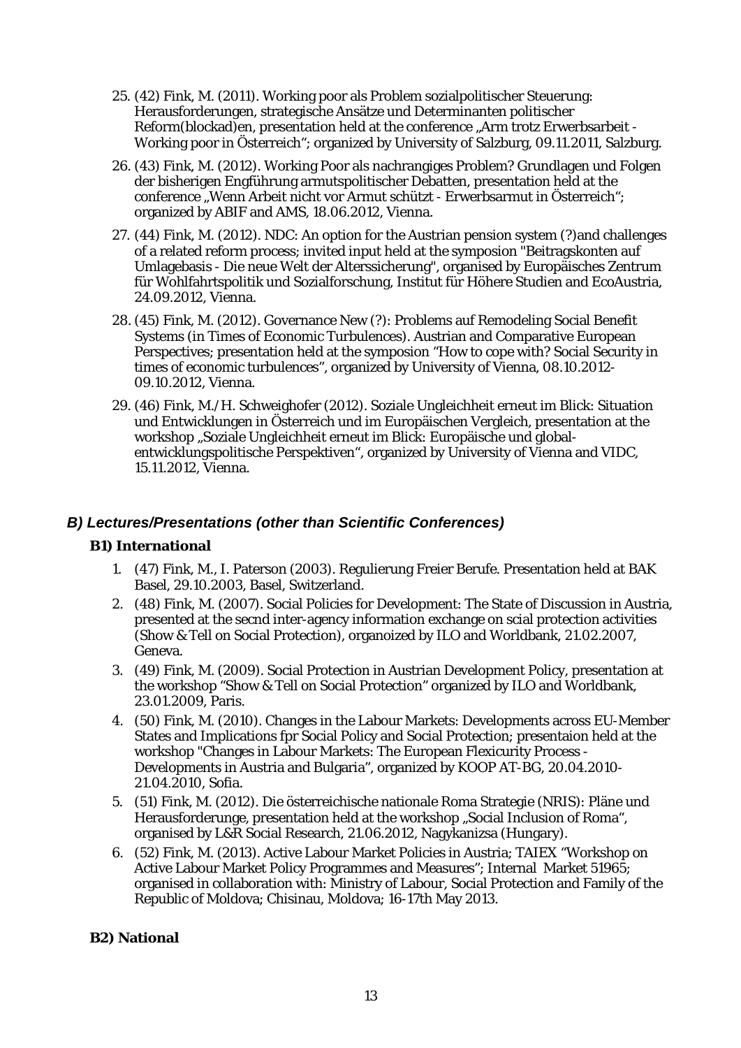25. (42) Fink, M. (2011). Working poor als Problem sozialpolitischer Steuerung: Herausforderungen, strategische Ansätze und Determinanten politischer Reform(blockad)en, presentation held at the conference „Arm trotz Erwerbsarbeit - Working poor in Österreich"; organized by University of Salzburg, 09.11.2011, Salzburg.
26. (43) Fink, M. (2012). Working Poor als nachrangiges Problem? Grundlagen und Folgen der bisherigen Engführung armutspolitischer Debatten, presentation held at the conference „Wenn Arbeit nicht vor Armut schützt - Erwerbsarmut in Österreich"; organized by ABIF and AMS, 18.06.2012, Vienna.
27. (44) Fink, M. (2012). NDC: An option for the Austrian pension system (?)and challenges of a related reform process; invited input held at the symposion "Beitragskonten auf Umlagebasis - Die neue Welt der Alterssicherung", organised by Europäisches Zentrum für Wohlfahrtspolitik und Sozialforschung, Institut für Höhere Studien and EcoAustria, 24.09.2012, Vienna.
28. (45) Fink, M. (2012). Governance New (?): Problems auf Remodeling Social Benefit Systems (in Times of Economic Turbulences). Austrian and Comparative European Perspectives; presentation held at the symposion "How to cope with? Social Security in times of economic turbulences", organized by University of Vienna, 08.10.2012-09.10.2012, Vienna.
29. (46) Fink, M./H. Schweighofer (2012). Soziale Ungleichheit erneut im Blick: Situation und Entwicklungen in Österreich und im Europäischen Vergleich, presentation at the workshop „Soziale Ungleichheit erneut im Blick: Europäische und global-entwicklungspolitische Perspektiven", organized by University of Vienna and VIDC, 15.11.2012, Vienna.

### *B) Lectures/Presentations (other than Scientific Conferences)*

#### B1) International

1. (47) Fink, M., I. Paterson (2003). Regulierung Freier Berufe. Presentation held at BAK Basel, 29.10.2003, Basel, Switzerland.
2. (48) Fink, M. (2007). Social Policies for Development: The State of Discussion in Austria, presented at the secnd inter-agency information exchange on scial protection activities (Show & Tell on Social Protection), organoized by ILO and Worldbank, 21.02.2007, Geneva.
3. (49) Fink, M. (2009). Social Protection in Austrian Development Policy, presentation at the workshop "Show & Tell on Social Protection" organized by ILO and Worldbank, 23.01.2009, Paris.
4. (50) Fink, M. (2010). Changes in the Labour Markets: Developments across EU-Member States and Implications fpr Social Policy and Social Protection; presentaion held at the workshop "Changes in Labour Markets: The European Flexicurity Process - Developments in Austria and Bulgaria", organized by KOOP AT-BG, 20.04.2010-21.04.2010, Sofia.
5. (51) Fink, M. (2012). Die österreichische nationale Roma Strategie (NRIS): Pläne und Herausforderunge, presentation held at the workshop „Social Inclusion of Roma", organised by L&R Social Research, 21.06.2012, Nagykanizsa (Hungary).
6. (52) Fink, M. (2013). Active Labour Market Policies in Austria; TAIEX "Workshop on Active Labour Market Policy Programmes and Measures"; Internal Market 51965; organised in collaboration with: Ministry of Labour, Social Protection and Family of the Republic of Moldova; Chisinau, Moldova; 16-17th May 2013.

#### B2) National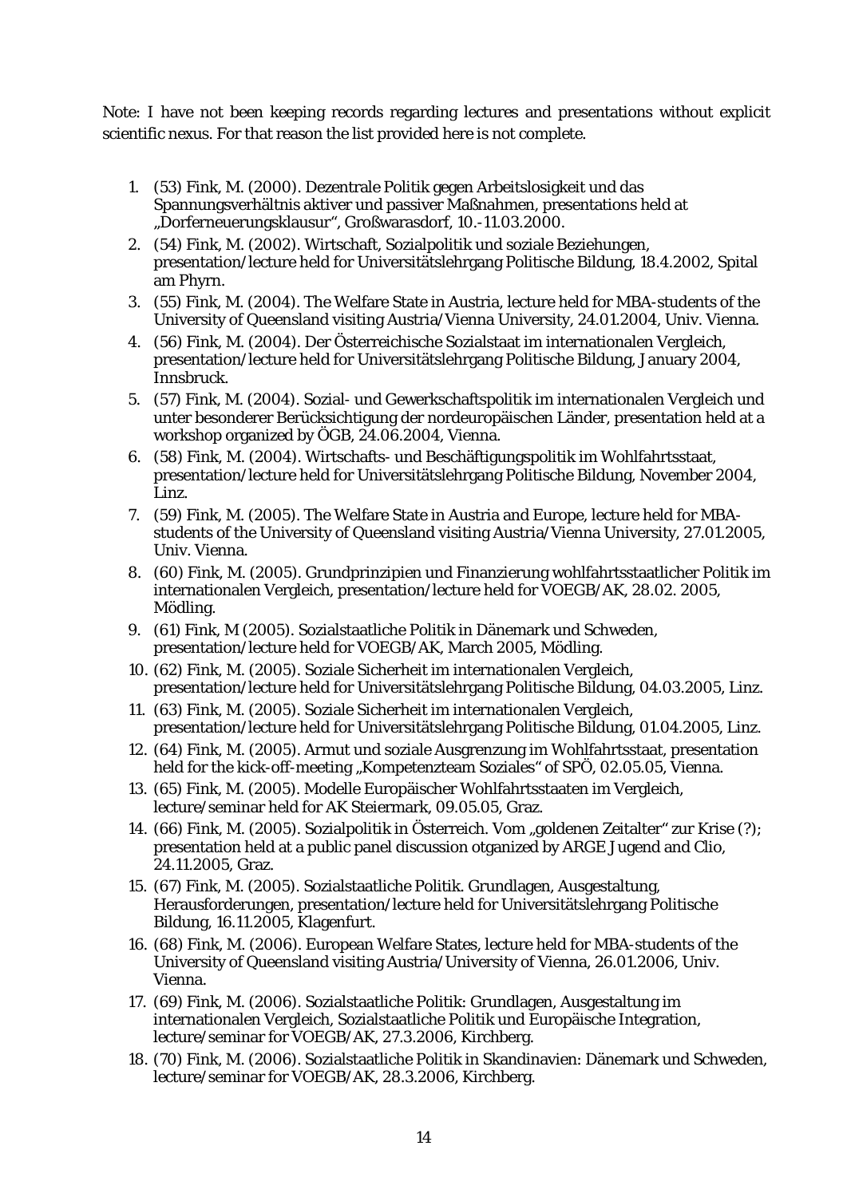Note: I have not been keeping records regarding lectures and presentations without explicit scientific nexus. For that reason the list provided here is not complete.

1. (53) Fink, M. (2000). Dezentrale Politik gegen Arbeitslosigkeit und das Spannungsverhältnis aktiver und passiver Maßnahmen, presentations held at „Dorferneuerungsklausur", Großwarasdorf, 10.-11.03.2000.
2. (54) Fink, M. (2002). Wirtschaft, Sozialpolitik und soziale Beziehungen, presentation/lecture held for Universitätslehrgang Politische Bildung, 18.4.2002, Spital am Phyrn.
3. (55) Fink, M. (2004). The Welfare State in Austria, lecture held for MBA-students of the University of Queensland visiting Austria/Vienna University, 24.01.2004, Univ. Vienna.
4. (56) Fink, M. (2004). Der Österreichische Sozialstaat im internationalen Vergleich, presentation/lecture held for Universitätslehrgang Politische Bildung, January 2004, Innsbruck.
5. (57) Fink, M. (2004). Sozial- und Gewerkschaftspolitik im internationalen Vergleich und unter besonderer Berücksichtigung der nordeuropäischen Länder, presentation held at a workshop organized by ÖGB, 24.06.2004, Vienna.
6. (58) Fink, M. (2004). Wirtschafts- und Beschäftigungspolitik im Wohlfahrtsstaat, presentation/lecture held for Universitätslehrgang Politische Bildung, November 2004, Linz.
7. (59) Fink, M. (2005). The Welfare State in Austria and Europe, lecture held for MBA-students of the University of Queensland visiting Austria/Vienna University, 27.01.2005, Univ. Vienna.
8. (60) Fink, M. (2005). Grundprinzipien und Finanzierung wohlfahrtsstaatlicher Politik im internationalen Vergleich, presentation/lecture held for VOEGB/AK, 28.02. 2005, Mödling.
9. (61) Fink, M (2005). Sozialstaatliche Politik in Dänemark und Schweden, presentation/lecture held for VOEGB/AK, March 2005, Mödling.
10. (62) Fink, M. (2005). Soziale Sicherheit im internationalen Vergleich, presentation/lecture held for Universitätslehrgang Politische Bildung, 04.03.2005, Linz.
11. (63) Fink, M. (2005). Soziale Sicherheit im internationalen Vergleich, presentation/lecture held for Universitätslehrgang Politische Bildung, 01.04.2005, Linz.
12. (64) Fink, M. (2005). Armut und soziale Ausgrenzung im Wohlfahrtsstaat, presentation held for the kick-off-meeting „Kompetenzteam Soziales" of SPÖ, 02.05.05, Vienna.
13. (65) Fink, M. (2005). Modelle Europäischer Wohlfahrtsstaaten im Vergleich, lecture/seminar held for AK Steiermark, 09.05.05, Graz.
14. (66) Fink, M. (2005). Sozialpolitik in Österreich. Vom „goldenen Zeitalter" zur Krise (?); presentation held at a public panel discussion otganized by ARGE Jugend and Clio, 24.11.2005, Graz.
15. (67) Fink, M. (2005). Sozialstaatliche Politik. Grundlagen, Ausgestaltung, Herausforderungen, presentation/lecture held for Universitätslehrgang Politische Bildung, 16.11.2005, Klagenfurt.
16. (68) Fink, M. (2006). European Welfare States, lecture held for MBA-students of the University of Queensland visiting Austria/University of Vienna, 26.01.2006, Univ. Vienna.
17. (69) Fink, M. (2006). Sozialstaatliche Politik: Grundlagen, Ausgestaltung im internationalen Vergleich, Sozialstaatliche Politik und Europäische Integration, lecture/seminar for VOEGB/AK, 27.3.2006, Kirchberg.
18. (70) Fink, M. (2006). Sozialstaatliche Politik in Skandinavien: Dänemark und Schweden, lecture/seminar for VOEGB/AK, 28.3.2006, Kirchberg.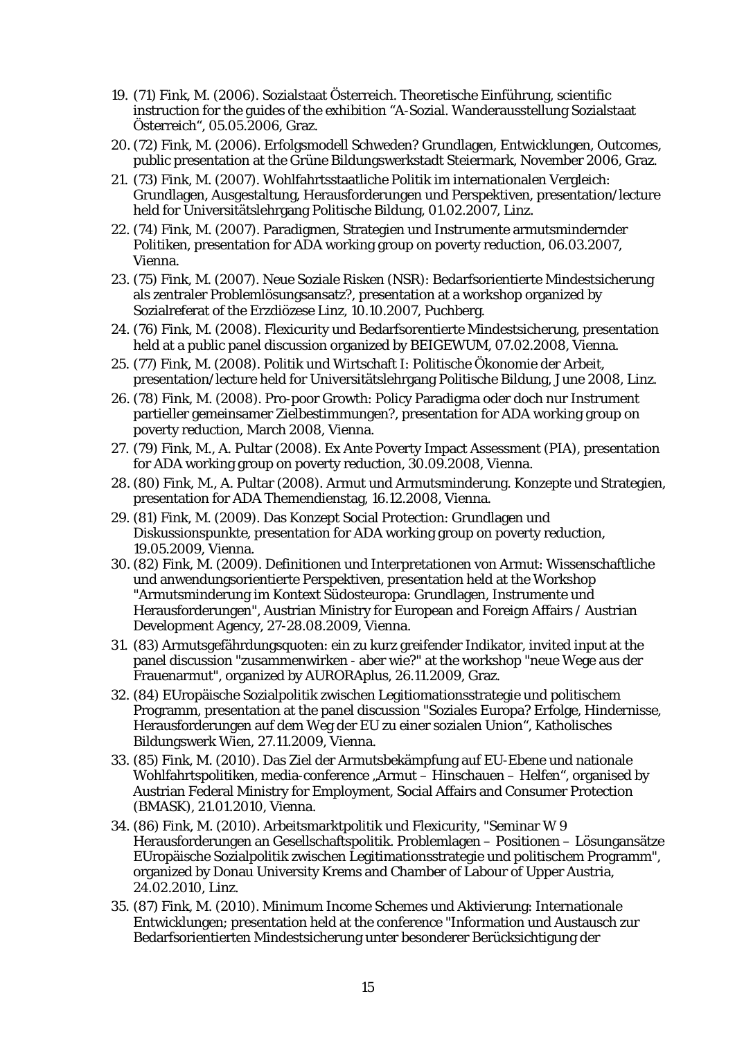19. (71) Fink, M. (2006). Sozialstaat Österreich. Theoretische Einführung, scientific instruction for the guides of the exhibition "A-Sozial. Wanderausstellung Sozialstaat Österreich", 05.05.2006, Graz.
20. (72) Fink, M. (2006). Erfolgsmodell Schweden? Grundlagen, Entwicklungen, Outcomes, public presentation at the Grüne Bildungswerkstadt Steiermark, November 2006, Graz.
21. (73) Fink, M. (2007). Wohlfahrtsstaatliche Politik im internationalen Vergleich: Grundlagen, Ausgestaltung, Herausforderungen und Perspektiven, presentation/lecture held for Universitätslehrgang Politische Bildung, 01.02.2007, Linz.
22. (74) Fink, M. (2007). Paradigmen, Strategien und Instrumente armutsmindernder Politiken, presentation for ADA working group on poverty reduction, 06.03.2007, Vienna.
23. (75) Fink, M. (2007). Neue Soziale Risken (NSR): Bedarfsorientierte Mindestsicherung als zentraler Problemlösungsansatz?, presentation at a workshop organized by Sozialreferat of the Erzdiözese Linz, 10.10.2007, Puchberg.
24. (76) Fink, M. (2008). Flexicurity und Bedarfsorentierte Mindestsicherung, presentation held at a public panel discussion organized by BEIGEWUM, 07.02.2008, Vienna.
25. (77) Fink, M. (2008). Politik und Wirtschaft I: Politische Ökonomie der Arbeit, presentation/lecture held for Universitätslehrgang Politische Bildung, June 2008, Linz.
26. (78) Fink, M. (2008). Pro-poor Growth: Policy Paradigma oder doch nur Instrument partieller gemeinsamer Zielbestimmungen?, presentation for ADA working group on poverty reduction, March 2008, Vienna.
27. (79) Fink, M., A. Pultar (2008). Ex Ante Poverty Impact Assessment (PIA), presentation for ADA working group on poverty reduction, 30.09.2008, Vienna.
28. (80) Fink, M., A. Pultar (2008). Armut und Armutsminderung. Konzepte und Strategien, presentation for ADA Themendienstag, 16.12.2008, Vienna.
29. (81) Fink, M. (2009). Das Konzept Social Protection: Grundlagen und Diskussionspunkte, presentation for ADA working group on poverty reduction, 19.05.2009, Vienna.
30. (82) Fink, M. (2009). Definitionen und Interpretationen von Armut: Wissenschaftliche und anwendungsorientierte Perspektiven, presentation held at the Workshop "Armutsminderung im Kontext Südosteuropa: Grundlagen, Instrumente und Herausforderungen", Austrian Ministry for European and Foreign Affairs / Austrian Development Agency, 27-28.08.2009, Vienna.
31. (83) Armutsgefährdungsquoten: ein zu kurz greifender Indikator, invited input at the panel discussion "zusammenwirken - aber wie?" at the workshop "neue Wege aus der Frauenarmut", organized by AURORAplus, 26.11.2009, Graz.
32. (84) EUropäische Sozialpolitik zwischen Legitiomationsstrategie und politischem Programm, presentation at the panel discussion "Soziales Europa? Erfolge, Hindernisse, Herausforderungen auf dem Weg der EU zu einer sozialen Union", Katholisches Bildungswerk Wien, 27.11.2009, Vienna.
33. (85) Fink, M. (2010). Das Ziel der Armutsbekämpfung auf EU-Ebene und nationale Wohlfahrtspolitiken, media-conference „Armut – Hinschauen – Helfen", organised by Austrian Federal Ministry for Employment, Social Affairs and Consumer Protection (BMASK), 21.01.2010, Vienna.
34. (86) Fink, M. (2010). Arbeitsmarktpolitik und Flexicurity, "Seminar W 9 Herausforderungen an Gesellschaftspolitik. Problemlagen – Positionen – Lösungansätze EUropäische Sozialpolitik zwischen Legitimationsstrategie und politischem Programm", organized by Donau University Krems and Chamber of Labour of Upper Austria, 24.02.2010, Linz.
35. (87) Fink, M. (2010). Minimum Income Schemes und Aktivierung: Internationale Entwicklungen; presentation held at the conference "Information und Austausch zur Bedarfsorientierten Mindestsicherung unter besonderer Berücksichtigung der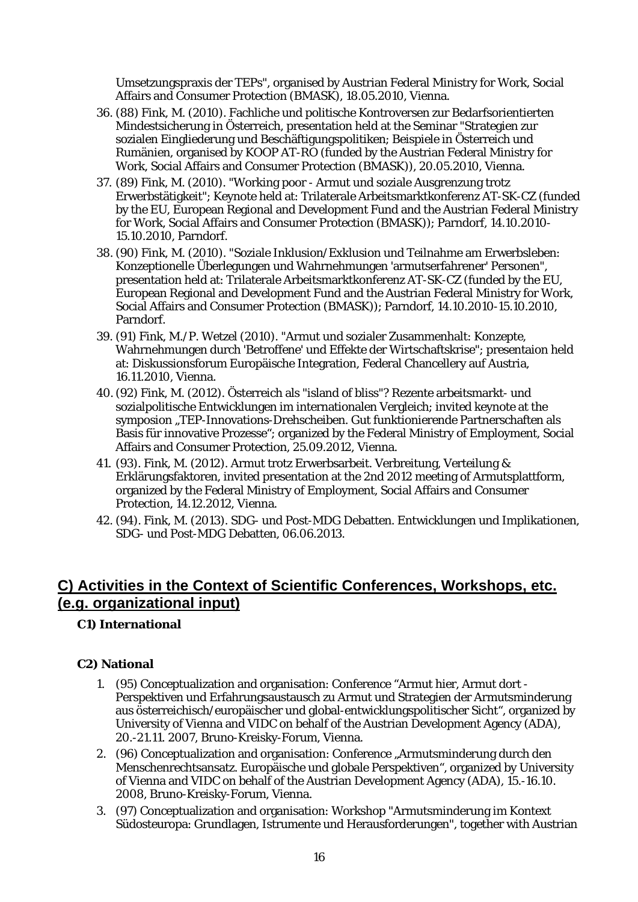Umsetzungspraxis der TEPs", organised by Austrian Federal Ministry for Work, Social Affairs and Consumer Protection (BMASK), 18.05.2010, Vienna.

36. (88) Fink, M. (2010). Fachliche und politische Kontroversen zur Bedarfsorientierten Mindestsicherung in Österreich, presentation held at the Seminar "Strategien zur sozialen Eingliederung und Beschäftigungspolitiken; Beispiele in Österreich und Rumänien, organised by KOOP AT-RO (funded by the Austrian Federal Ministry for Work, Social Affairs and Consumer Protection (BMASK)), 20.05.2010, Vienna.
37. (89) Fink, M. (2010). "Working poor - Armut und soziale Ausgrenzung trotz Erwerbstätigkeit"; Keynote held at: Trilaterale Arbeitsmarktkonferenz AT-SK-CZ (funded by the EU, European Regional and Development Fund and the Austrian Federal Ministry for Work, Social Affairs and Consumer Protection (BMASK)); Parndorf, 14.10.2010-15.10.2010, Parndorf.
38. (90) Fink, M. (2010). "Soziale Inklusion/Exklusion und Teilnahme am Erwerbsleben: Konzeptionelle Überlegungen und Wahrnehmungen 'armutserfahrener' Personen", presentation held at: Trilaterale Arbeitsmarktkonferenz AT-SK-CZ (funded by the EU, European Regional and Development Fund and the Austrian Federal Ministry for Work, Social Affairs and Consumer Protection (BMASK)); Parndorf, 14.10.2010-15.10.2010, Parndorf.
39. (91) Fink, M./P. Wetzel (2010). "Armut und sozialer Zusammenhalt: Konzepte, Wahrnehmungen durch 'Betroffene' und Effekte der Wirtschaftskrise"; presentaion held at: Diskussionsforum Europäische Integration, Federal Chancellery auf Austria, 16.11.2010, Vienna.
40. (92) Fink, M. (2012). Österreich als "island of bliss"? Rezente arbeitsmarkt- und sozialpolitische Entwicklungen im internationalen Vergleich; invited keynote at the symposion „TEP-Innovations-Drehscheiben. Gut funktionierende Partnerschaften als Basis für innovative Prozesse"; organized by the Federal Ministry of Employment, Social Affairs and Consumer Protection, 25.09.2012, Vienna.
41. (93). Fink, M. (2012). Armut trotz Erwerbsarbeit. Verbreitung, Verteilung & Erklärungsfaktoren, invited presentation at the 2nd 2012 meeting of Armutsplattform, organized by the Federal Ministry of Employment, Social Affairs and Consumer Protection, 14.12.2012, Vienna.
42. (94). Fink, M. (2013). SDG- und Post-MDG Debatten. Entwicklungen und Implikationen, SDG- und Post-MDG Debatten, 06.06.2013.

## C) Activities in the Context of Scientific Conferences, Workshops, etc. (e.g. organizational input)

**C1) International**

**C2) National**

1. (95) Conceptualization and organisation: Conference "Armut hier, Armut dort - Perspektiven und Erfahrungsaustausch zu Armut und Strategien der Armutsminderung aus österreichisch/europäischer und global-entwicklungspolitischer Sicht", organized by University of Vienna and VIDC on behalf of the Austrian Development Agency (ADA), 20.-21.11. 2007, Bruno-Kreisky-Forum, Vienna.
2. (96) Conceptualization and organisation: Conference „Armutsminderung durch den Menschenrechtsansatz. Europäische und globale Perspektiven", organized by University of Vienna and VIDC on behalf of the Austrian Development Agency (ADA), 15.-16.10. 2008, Bruno-Kreisky-Forum, Vienna.
3. (97) Conceptualization and organisation: Workshop "Armutsminderung im Kontext Südosteuropa: Grundlagen, Istrumente und Herausforderungen", together with Austrian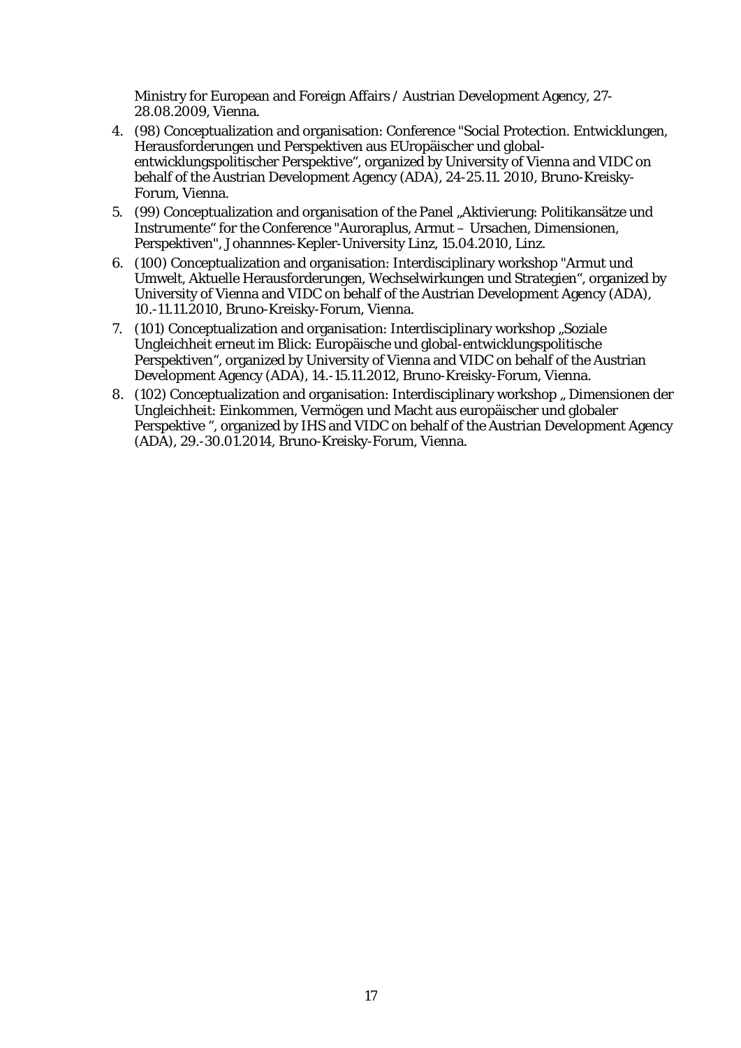Ministry for European and Foreign Affairs / Austrian Development Agency, 27-28.08.2009, Vienna.

4. (98) Conceptualization and organisation: Conference "Social Protection. Entwicklungen, Herausforderungen und Perspektiven aus EUropäischer und global-entwicklungspolitischer Perspektive", organized by University of Vienna and VIDC on behalf of the Austrian Development Agency (ADA), 24-25.11. 2010, Bruno-Kreisky-Forum, Vienna.
5. (99) Conceptualization and organisation of the Panel „Aktivierung: Politikansätze und Instrumente" for the Conference "Auroraplus, Armut – Ursachen, Dimensionen, Perspektiven", Johannnes-Kepler-University Linz, 15.04.2010, Linz.
6. (100) Conceptualization and organisation: Interdisciplinary workshop "Armut und Umwelt, Aktuelle Herausforderungen, Wechselwirkungen und Strategien", organized by University of Vienna and VIDC on behalf of the Austrian Development Agency (ADA), 10.-11.11.2010, Bruno-Kreisky-Forum, Vienna.
7. (101) Conceptualization and organisation: Interdisciplinary workshop „Soziale Ungleichheit erneut im Blick: Europäische und global-entwicklungspolitische Perspektiven", organized by University of Vienna and VIDC on behalf of the Austrian Development Agency (ADA), 14.-15.11.2012, Bruno-Kreisky-Forum, Vienna.
8. (102) Conceptualization and organisation: Interdisciplinary workshop „ Dimensionen der Ungleichheit: Einkommen, Vermögen und Macht aus europäischer und globaler Perspektive ", organized by IHS and VIDC on behalf of the Austrian Development Agency (ADA), 29.-30.01.2014, Bruno-Kreisky-Forum, Vienna.